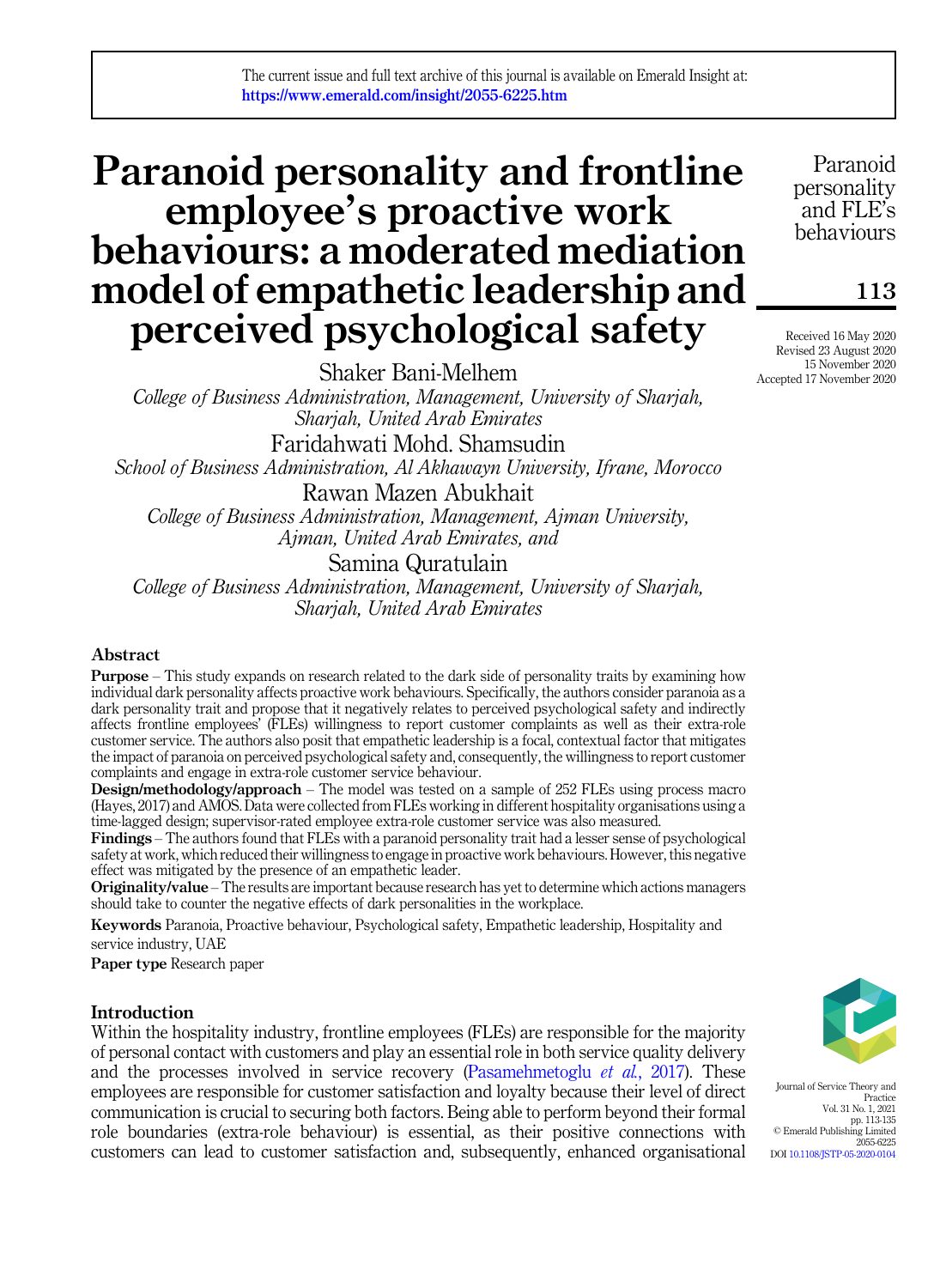# Paranoid personality and frontline employee's proactive work behaviours: a moderated mediation model of empathetic leadership and perceived psychological safety

Received 16 May 2020
Revised 23 August 2020
15 November 2020
Accepted 17 November 2020

Shaker Bani-Melhem
*College of Business Administration, Management, University of Sharjah, Sharjah, United Arab Emirates*

Faridahwati Mohd. Shamsudin
*School of Business Administration, Al Akhawayn University, Ifrane, Morocco*

Rawan Mazen Abukhait
*College of Business Administration, Management, Ajman University, Ajman, United Arab Emirates, and*

Samina Quratulain
*College of Business Administration, Management, University of Sharjah, Sharjah, United Arab Emirates*

## Abstract

**Purpose** – This study expands on research related to the dark side of personality traits by examining how individual dark personality affects proactive work behaviours. Specifically, the authors consider paranoia as a dark personality trait and propose that it negatively relates to perceived psychological safety and indirectly affects frontline employees' (FLEs) willingness to report customer complaints as well as their extra-role customer service. The authors also posit that empathetic leadership is a focal, contextual factor that mitigates the impact of paranoia on perceived psychological safety and, consequently, the willingness to report customer complaints and engage in extra-role customer service behaviour.

**Design/methodology/approach** – The model was tested on a sample of 252 FLEs using process macro (Hayes, 2017) and AMOS. Data were collected from FLEs working in different hospitality organisations using a time-lagged design; supervisor-rated employee extra-role customer service was also measured.

**Findings** – The authors found that FLEs with a paranoid personality trait had a lesser sense of psychological safety at work, which reduced their willingness to engage in proactive work behaviours. However, this negative effect was mitigated by the presence of an empathetic leader.

**Originality/value** – The results are important because research has yet to determine which actions managers should take to counter the negative effects of dark personalities in the workplace.

**Keywords** Paranoia, Proactive behaviour, Psychological safety, Empathetic leadership, Hospitality and service industry, UAE

**Paper type** Research paper

## Introduction

Within the hospitality industry, frontline employees (FLEs) are responsible for the majority of personal contact with customers and play an essential role in both service quality delivery and the processes involved in service recovery (Pasamehmetoglu *et al.*, 2017). These employees are responsible for customer satisfaction and loyalty because their level of direct communication is crucial to securing both factors. Being able to perform beyond their formal role boundaries (extra-role behaviour) is essential, as their positive connections with customers can lead to customer satisfaction and, subsequently, enhanced organisational

Journal of Service Theory and Practice
Vol. 31 No. 1, 2021
pp. 113-135
© Emerald Publishing Limited
2055-6225
DOI 10.1108/JSTP-05-2020-0104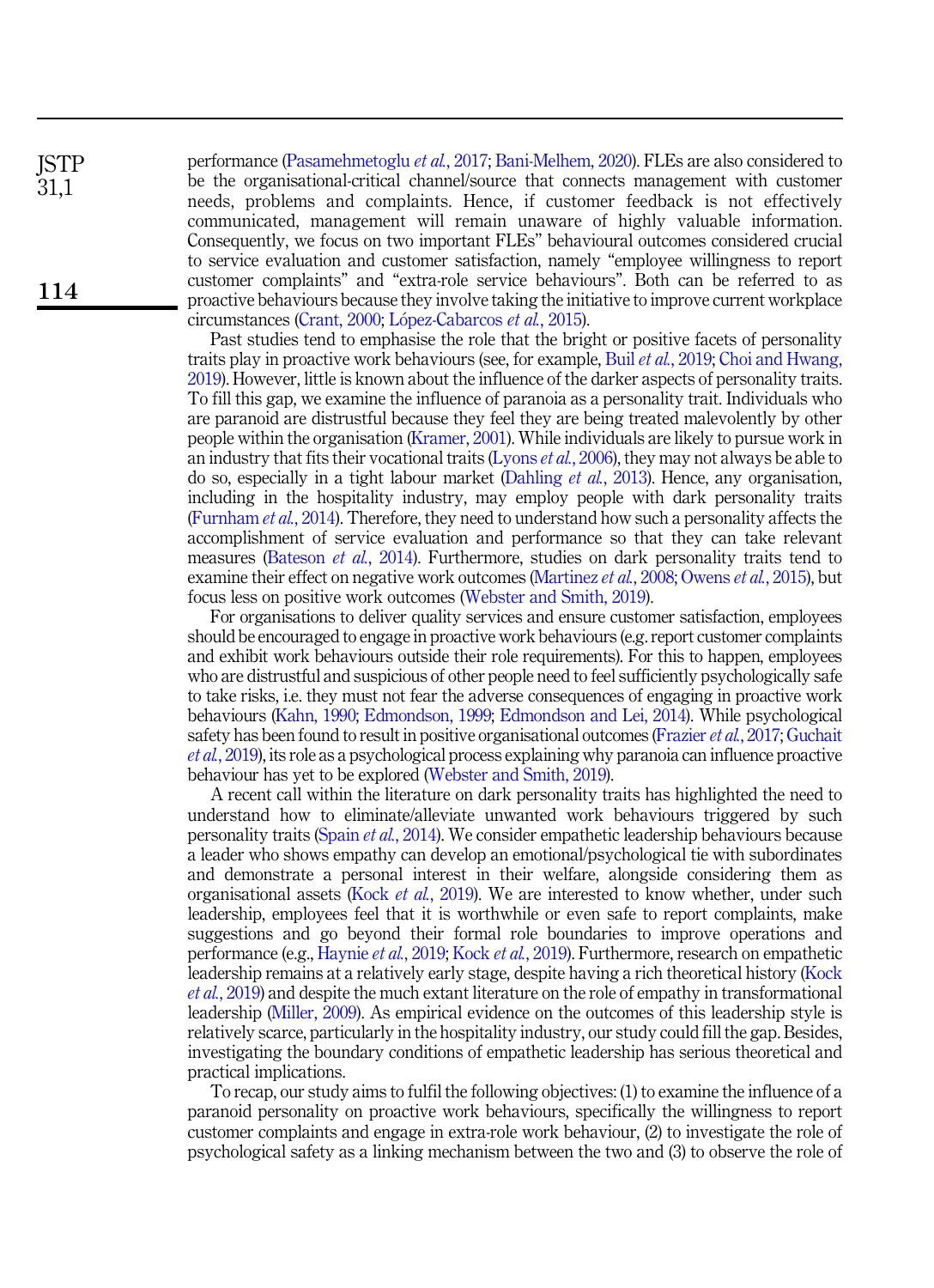performance (Pasamehmetoglu *et al.*, 2017; Bani-Melhem, 2020). FLEs are also considered to be the organisational-critical channel/source that connects management with customer needs, problems and complaints. Hence, if customer feedback is not effectively communicated, management will remain unaware of highly valuable information. Consequently, we focus on two important FLEs" behavioural outcomes considered crucial to service evaluation and customer satisfaction, namely "employee willingness to report customer complaints" and "extra-role service behaviours". Both can be referred to as proactive behaviours because they involve taking the initiative to improve current workplace circumstances (Crant, 2000; López-Cabarcos *et al.*, 2015).

Past studies tend to emphasise the role that the bright or positive facets of personality traits play in proactive work behaviours (see, for example, Buil *et al.*, 2019; Choi and Hwang, 2019). However, little is known about the influence of the darker aspects of personality traits. To fill this gap, we examine the influence of paranoia as a personality trait. Individuals who are paranoid are distrustful because they feel they are being treated malevolently by other people within the organisation (Kramer, 2001). While individuals are likely to pursue work in an industry that fits their vocational traits (Lyons *et al.*, 2006), they may not always be able to do so, especially in a tight labour market (Dahling *et al.*, 2013). Hence, any organisation, including in the hospitality industry, may employ people with dark personality traits (Furnham *et al.*, 2014). Therefore, they need to understand how such a personality affects the accomplishment of service evaluation and performance so that they can take relevant measures (Bateson *et al.*, 2014). Furthermore, studies on dark personality traits tend to examine their effect on negative work outcomes (Martinez *et al.*, 2008; Owens *et al.*, 2015), but focus less on positive work outcomes (Webster and Smith, 2019).

For organisations to deliver quality services and ensure customer satisfaction, employees should be encouraged to engage in proactive work behaviours (e.g. report customer complaints and exhibit work behaviours outside their role requirements). For this to happen, employees who are distrustful and suspicious of other people need to feel sufficiently psychologically safe to take risks, i.e. they must not fear the adverse consequences of engaging in proactive work behaviours (Kahn, 1990; Edmondson, 1999; Edmondson and Lei, 2014). While psychological safety has been found to result in positive organisational outcomes (Frazier *et al.*, 2017; Guchait *et al.*, 2019), its role as a psychological process explaining why paranoia can influence proactive behaviour has yet to be explored (Webster and Smith, 2019).

A recent call within the literature on dark personality traits has highlighted the need to understand how to eliminate/alleviate unwanted work behaviours triggered by such personality traits (Spain *et al.*, 2014). We consider empathetic leadership behaviours because a leader who shows empathy can develop an emotional/psychological tie with subordinates and demonstrate a personal interest in their welfare, alongside considering them as organisational assets (Kock *et al.*, 2019). We are interested to know whether, under such leadership, employees feel that it is worthwhile or even safe to report complaints, make suggestions and go beyond their formal role boundaries to improve operations and performance (e.g., Haynie *et al.*, 2019; Kock *et al.*, 2019). Furthermore, research on empathetic leadership remains at a relatively early stage, despite having a rich theoretical history (Kock *et al.*, 2019) and despite the much extant literature on the role of empathy in transformational leadership (Miller, 2009). As empirical evidence on the outcomes of this leadership style is relatively scarce, particularly in the hospitality industry, our study could fill the gap. Besides, investigating the boundary conditions of empathetic leadership has serious theoretical and practical implications.

To recap, our study aims to fulfil the following objectives: (1) to examine the influence of a paranoid personality on proactive work behaviours, specifically the willingness to report customer complaints and engage in extra-role work behaviour, (2) to investigate the role of psychological safety as a linking mechanism between the two and (3) to observe the role of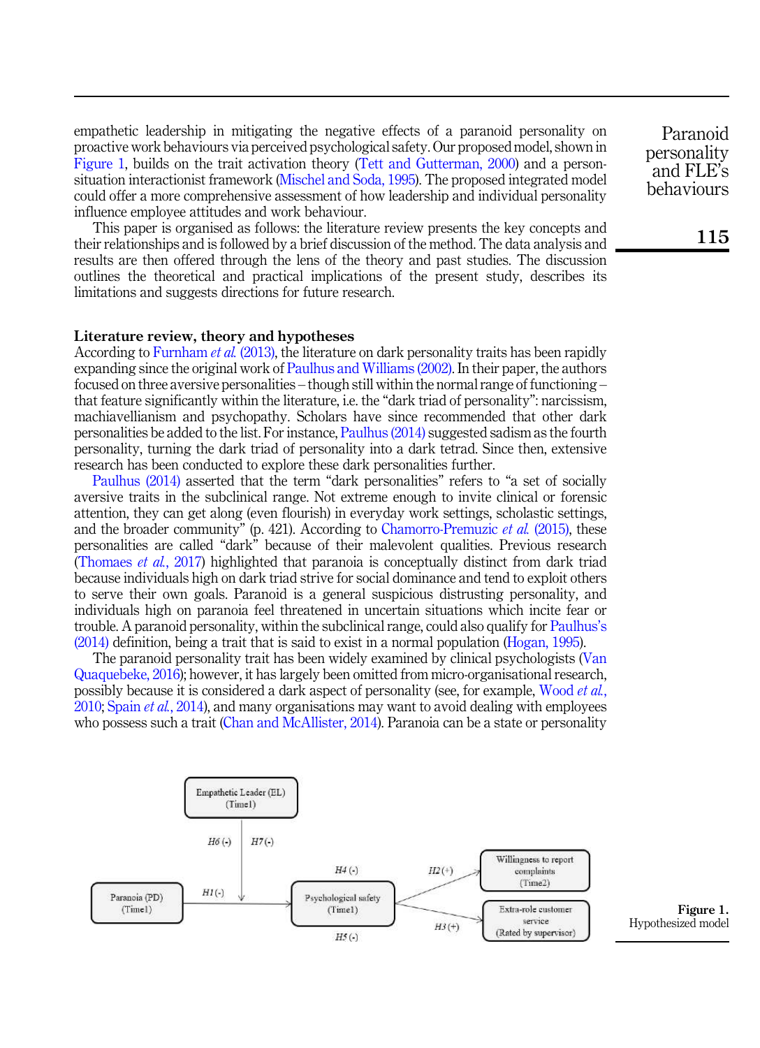empathetic leadership in mitigating the negative effects of a paranoid personality on proactive work behaviours via perceived psychological safety. Our proposed model, shown in Figure 1, builds on the trait activation theory (Tett and Gutterman, 2000) and a person-situation interactionist framework (Mischel and Soda, 1995). The proposed integrated model could offer a more comprehensive assessment of how leadership and individual personality influence employee attitudes and work behaviour.

This paper is organised as follows: the literature review presents the key concepts and their relationships and is followed by a brief discussion of the method. The data analysis and results are then offered through the lens of the theory and past studies. The discussion outlines the theoretical and practical implications of the present study, describes its limitations and suggests directions for future research.

## Literature review, theory and hypotheses

According to Furnham *et al.* (2013), the literature on dark personality traits has been rapidly expanding since the original work of Paulhus and Williams (2002). In their paper, the authors focused on three aversive personalities – though still within the normal range of functioning – that feature significantly within the literature, i.e. the "dark triad of personality": narcissism, machiavellianism and psychopathy. Scholars have since recommended that other dark personalities be added to the list. For instance, Paulhus (2014) suggested sadism as the fourth personality, turning the dark triad of personality into a dark tetrad. Since then, extensive research has been conducted to explore these dark personalities further.

Paulhus (2014) asserted that the term "dark personalities" refers to "a set of socially aversive traits in the subclinical range. Not extreme enough to invite clinical or forensic attention, they can get along (even flourish) in everyday work settings, scholastic settings, and the broader community" (p. 421). According to Chamorro-Premuzic *et al.* (2015), these personalities are called "dark" because of their malevolent qualities. Previous research (Thomaes *et al.*, 2017) highlighted that paranoia is conceptually distinct from dark triad because individuals high on dark triad strive for social dominance and tend to exploit others to serve their own goals. Paranoid is a general suspicious distrusting personality, and individuals high on paranoia feel threatened in uncertain situations which incite fear or trouble. A paranoid personality, within the subclinical range, could also qualify for Paulhus's (2014) definition, being a trait that is said to exist in a normal population (Hogan, 1995).

The paranoid personality trait has been widely examined by clinical psychologists (Van Quaquebeke, 2016); however, it has largely been omitted from micro-organisational research, possibly because it is considered a dark aspect of personality (see, for example, Wood *et al.*, 2010; Spain *et al.*, 2014), and many organisations may want to avoid dealing with employees who possess such a trait (Chan and McAllister, 2014). Paranoia can be a state or personality

**Figure 1.** Hypothesized model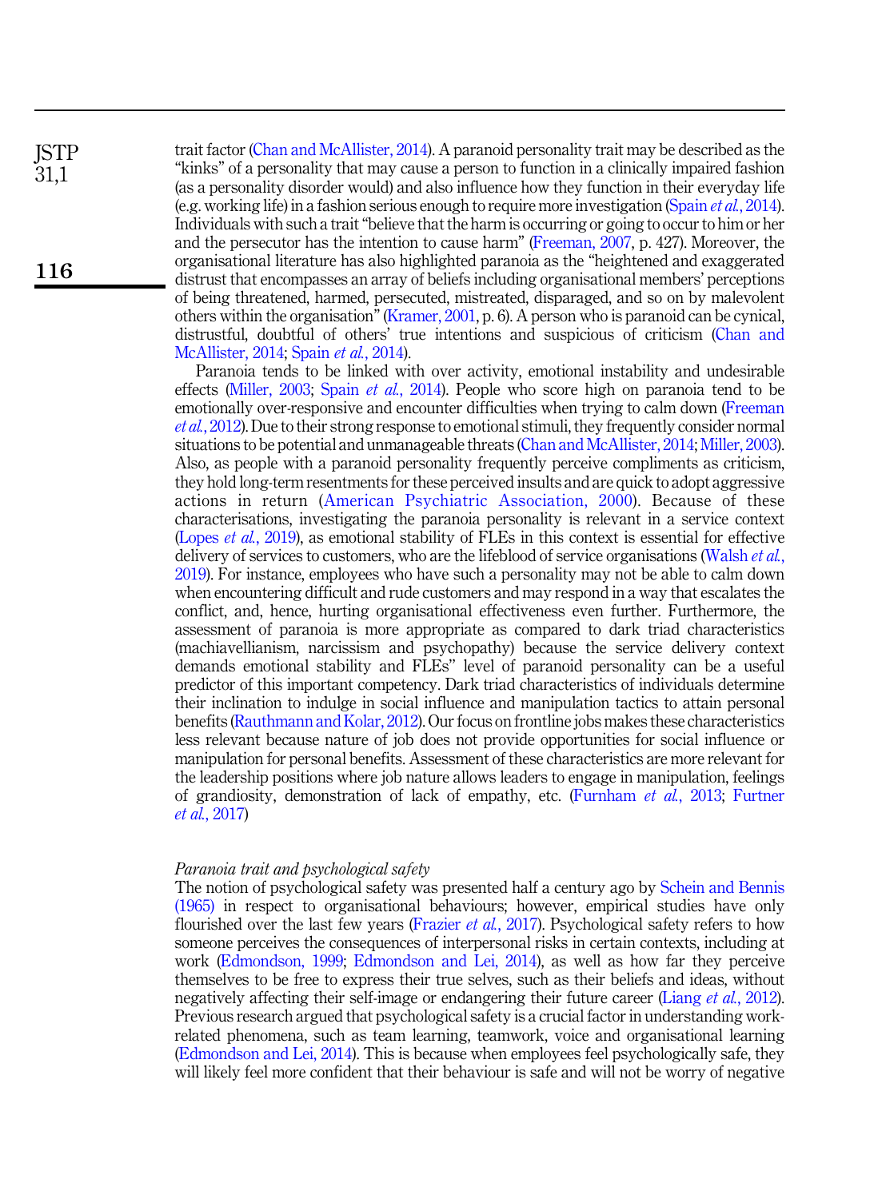trait factor (Chan and McAllister, 2014). A paranoid personality trait may be described as the "kinks" of a personality that may cause a person to function in a clinically impaired fashion (as a personality disorder would) and also influence how they function in their everyday life (e.g. working life) in a fashion serious enough to require more investigation (Spain *et al.*, 2014). Individuals with such a trait "believe that the harm is occurring or going to occur to him or her and the persecutor has the intention to cause harm" (Freeman, 2007, p. 427). Moreover, the organisational literature has also highlighted paranoia as the "heightened and exaggerated distrust that encompasses an array of beliefs including organisational members' perceptions of being threatened, harmed, persecuted, mistreated, disparaged, and so on by malevolent others within the organisation" (Kramer, 2001, p. 6). A person who is paranoid can be cynical, distrustful, doubtful of others' true intentions and suspicious of criticism (Chan and McAllister, 2014; Spain *et al.*, 2014).

Paranoia tends to be linked with over activity, emotional instability and undesirable effects (Miller, 2003; Spain *et al.*, 2014). People who score high on paranoia tend to be emotionally over-responsive and encounter difficulties when trying to calm down (Freeman *et al.*, 2012). Due to their strong response to emotional stimuli, they frequently consider normal situations to be potential and unmanageable threats (Chan and McAllister, 2014; Miller, 2003). Also, as people with a paranoid personality frequently perceive compliments as criticism, they hold long-term resentments for these perceived insults and are quick to adopt aggressive actions in return (American Psychiatric Association, 2000). Because of these characterisations, investigating the paranoia personality is relevant in a service context (Lopes *et al.*, 2019), as emotional stability of FLEs in this context is essential for effective delivery of services to customers, who are the lifeblood of service organisations (Walsh *et al.*, 2019). For instance, employees who have such a personality may not be able to calm down when encountering difficult and rude customers and may respond in a way that escalates the conflict, and, hence, hurting organisational effectiveness even further. Furthermore, the assessment of paranoia is more appropriate as compared to dark triad characteristics (machiavellianism, narcissism and psychopathy) because the service delivery context demands emotional stability and FLEs" level of paranoid personality can be a useful predictor of this important competency. Dark triad characteristics of individuals determine their inclination to indulge in social influence and manipulation tactics to attain personal benefits (Rauthmann and Kolar, 2012). Our focus on frontline jobs makes these characteristics less relevant because nature of job does not provide opportunities for social influence or manipulation for personal benefits. Assessment of these characteristics are more relevant for the leadership positions where job nature allows leaders to engage in manipulation, feelings of grandiosity, demonstration of lack of empathy, etc. (Furnham *et al.*, 2013; Furtner *et al.*, 2017)

*Paranoia trait and psychological safety*

The notion of psychological safety was presented half a century ago by Schein and Bennis (1965) in respect to organisational behaviours; however, empirical studies have only flourished over the last few years (Frazier *et al.*, 2017). Psychological safety refers to how someone perceives the consequences of interpersonal risks in certain contexts, including at work (Edmondson, 1999; Edmondson and Lei, 2014), as well as how far they perceive themselves to be free to express their true selves, such as their beliefs and ideas, without negatively affecting their self-image or endangering their future career (Liang *et al.*, 2012). Previous research argued that psychological safety is a crucial factor in understanding work-related phenomena, such as team learning, teamwork, voice and organisational learning (Edmondson and Lei, 2014). This is because when employees feel psychologically safe, they will likely feel more confident that their behaviour is safe and will not be worry of negative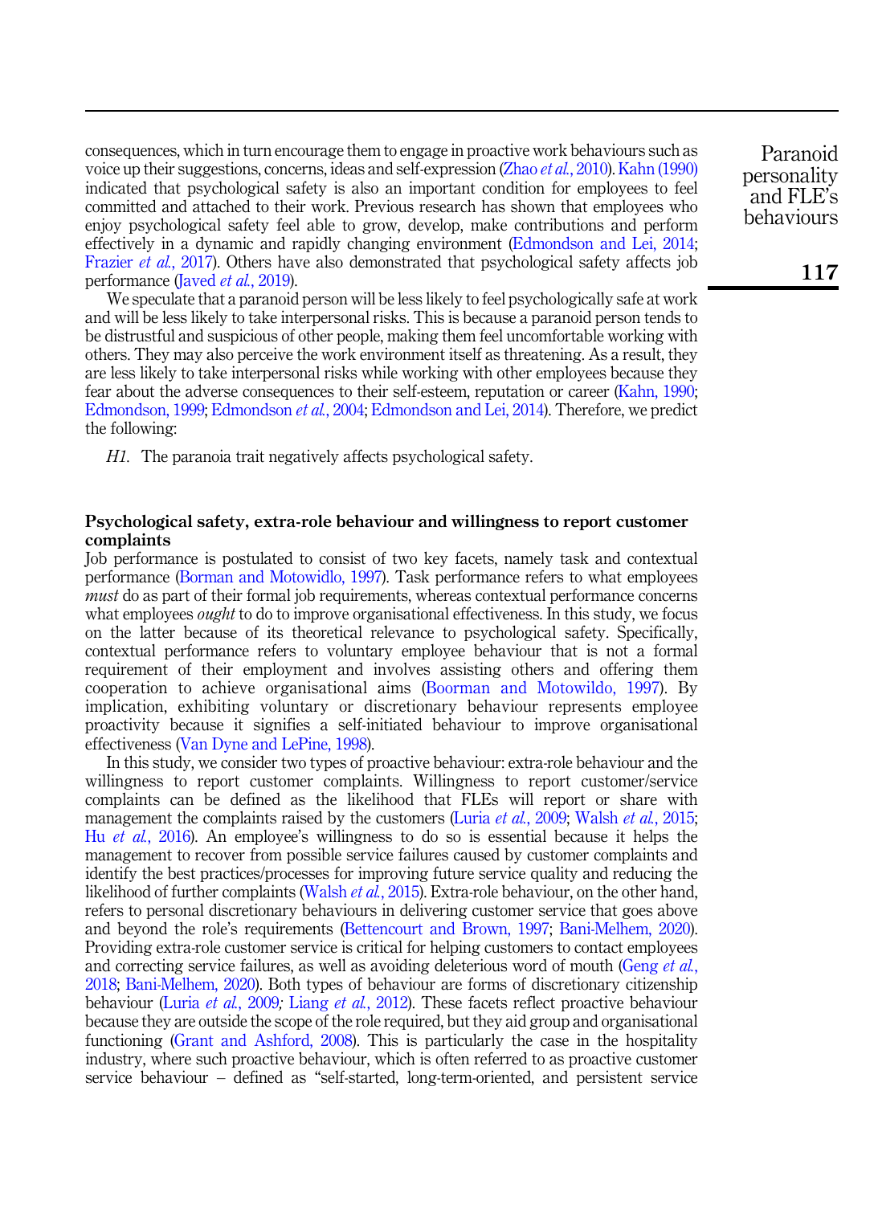consequences, which in turn encourage them to engage in proactive work behaviours such as voice up their suggestions, concerns, ideas and self-expression (Zhao *et al.*, 2010). Kahn (1990) indicated that psychological safety is also an important condition for employees to feel committed and attached to their work. Previous research has shown that employees who enjoy psychological safety feel able to grow, develop, make contributions and perform effectively in a dynamic and rapidly changing environment (Edmondson and Lei, 2014; Frazier *et al.*, 2017). Others have also demonstrated that psychological safety affects job performance (Javed *et al.*, 2019).

We speculate that a paranoid person will be less likely to feel psychologically safe at work and will be less likely to take interpersonal risks. This is because a paranoid person tends to be distrustful and suspicious of other people, making them feel uncomfortable working with others. They may also perceive the work environment itself as threatening. As a result, they are less likely to take interpersonal risks while working with other employees because they fear about the adverse consequences to their self-esteem, reputation or career (Kahn, 1990; Edmondson, 1999; Edmondson *et al.*, 2004; Edmondson and Lei, 2014). Therefore, we predict the following:

*H1.* The paranoia trait negatively affects psychological safety.

## Psychological safety, extra-role behaviour and willingness to report customer complaints

Job performance is postulated to consist of two key facets, namely task and contextual performance (Borman and Motowidlo, 1997). Task performance refers to what employees *must* do as part of their formal job requirements, whereas contextual performance concerns what employees *ought* to do to improve organisational effectiveness. In this study, we focus on the latter because of its theoretical relevance to psychological safety. Specifically, contextual performance refers to voluntary employee behaviour that is not a formal requirement of their employment and involves assisting others and offering them cooperation to achieve organisational aims (Boorman and Motowildo, 1997). By implication, exhibiting voluntary or discretionary behaviour represents employee proactivity because it signifies a self-initiated behaviour to improve organisational effectiveness (Van Dyne and LePine, 1998).

In this study, we consider two types of proactive behaviour: extra-role behaviour and the willingness to report customer complaints. Willingness to report customer/service complaints can be defined as the likelihood that FLEs will report or share with management the complaints raised by the customers (Luria *et al.*, 2009; Walsh *et al.*, 2015; Hu *et al.*, 2016). An employee's willingness to do so is essential because it helps the management to recover from possible service failures caused by customer complaints and identify the best practices/processes for improving future service quality and reducing the likelihood of further complaints (Walsh *et al.*, 2015). Extra-role behaviour, on the other hand, refers to personal discretionary behaviours in delivering customer service that goes above and beyond the role's requirements (Bettencourt and Brown, 1997; Bani-Melhem, 2020). Providing extra-role customer service is critical for helping customers to contact employees and correcting service failures, as well as avoiding deleterious word of mouth (Geng *et al.*, 2018; Bani-Melhem, 2020). Both types of behaviour are forms of discretionary citizenship behaviour (Luria *et al.*, 2009; Liang *et al.*, 2012). These facets reflect proactive behaviour because they are outside the scope of the role required, but they aid group and organisational functioning (Grant and Ashford, 2008). This is particularly the case in the hospitality industry, where such proactive behaviour, which is often referred to as proactive customer service behaviour – defined as "self-started, long-term-oriented, and persistent service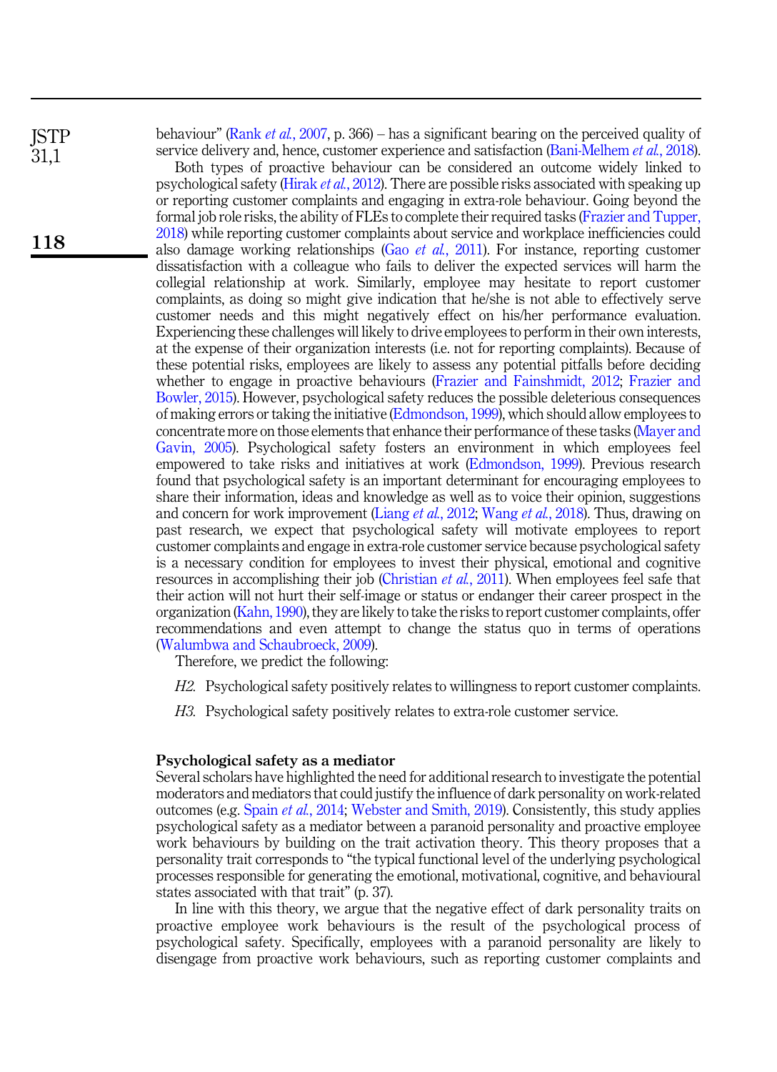behaviour" (Rank *et al.*, 2007, p. 366) – has a significant bearing on the perceived quality of service delivery and, hence, customer experience and satisfaction (Bani-Melhem *et al.*, 2018).

Both types of proactive behaviour can be considered an outcome widely linked to psychological safety (Hirak *et al.*, 2012). There are possible risks associated with speaking up or reporting customer complaints and engaging in extra-role behaviour. Going beyond the formal job role risks, the ability of FLEs to complete their required tasks (Frazier and Tupper, 2018) while reporting customer complaints about service and workplace inefficiencies could also damage working relationships (Gao *et al.*, 2011). For instance, reporting customer dissatisfaction with a colleague who fails to deliver the expected services will harm the collegial relationship at work. Similarly, employee may hesitate to report customer complaints, as doing so might give indication that he/she is not able to effectively serve customer needs and this might negatively effect on his/her performance evaluation. Experiencing these challenges will likely to drive employees to perform in their own interests, at the expense of their organization interests (i.e. not for reporting complaints). Because of these potential risks, employees are likely to assess any potential pitfalls before deciding whether to engage in proactive behaviours (Frazier and Fainshmidt, 2012; Frazier and Bowler, 2015). However, psychological safety reduces the possible deleterious consequences of making errors or taking the initiative (Edmondson, 1999), which should allow employees to concentrate more on those elements that enhance their performance of these tasks (Mayer and Gavin, 2005). Psychological safety fosters an environment in which employees feel empowered to take risks and initiatives at work (Edmondson, 1999). Previous research found that psychological safety is an important determinant for encouraging employees to share their information, ideas and knowledge as well as to voice their opinion, suggestions and concern for work improvement (Liang *et al.*, 2012; Wang *et al.*, 2018). Thus, drawing on past research, we expect that psychological safety will motivate employees to report customer complaints and engage in extra-role customer service because psychological safety is a necessary condition for employees to invest their physical, emotional and cognitive resources in accomplishing their job (Christian *et al.*, 2011). When employees feel safe that their action will not hurt their self-image or status or endanger their career prospect in the organization (Kahn, 1990), they are likely to take the risks to report customer complaints, offer recommendations and even attempt to change the status quo in terms of operations (Walumbwa and Schaubroeck, 2009).

Therefore, we predict the following:

*H2.* Psychological safety positively relates to willingness to report customer complaints.

*H3.* Psychological safety positively relates to extra-role customer service.

### Psychological safety as a mediator

Several scholars have highlighted the need for additional research to investigate the potential moderators and mediators that could justify the influence of dark personality on work-related outcomes (e.g. Spain *et al.*, 2014; Webster and Smith, 2019). Consistently, this study applies psychological safety as a mediator between a paranoid personality and proactive employee work behaviours by building on the trait activation theory. This theory proposes that a personality trait corresponds to "the typical functional level of the underlying psychological processes responsible for generating the emotional, motivational, cognitive, and behavioural states associated with that trait" (p. 37).

In line with this theory, we argue that the negative effect of dark personality traits on proactive employee work behaviours is the result of the psychological process of psychological safety. Specifically, employees with a paranoid personality are likely to disengage from proactive work behaviours, such as reporting customer complaints and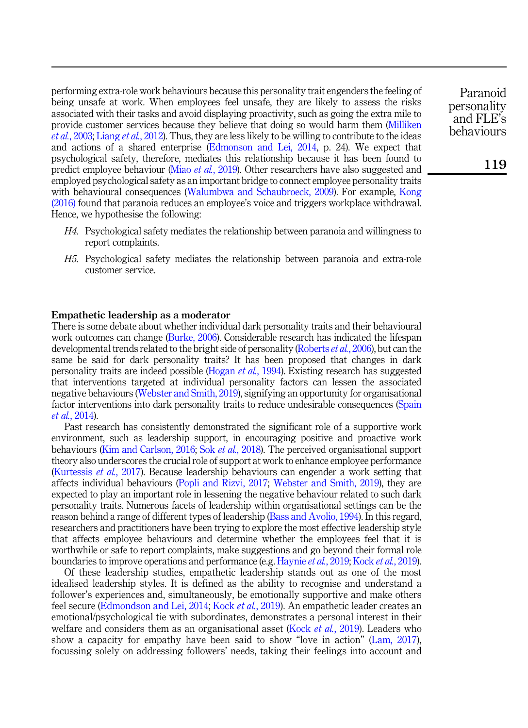performing extra-role work behaviours because this personality trait engenders the feeling of being unsafe at work. When employees feel unsafe, they are likely to assess the risks associated with their tasks and avoid displaying proactivity, such as going the extra mile to provide customer services because they believe that doing so would harm them (Milliken *et al.*, 2003; Liang *et al.*, 2012). Thus, they are less likely to be willing to contribute to the ideas and actions of a shared enterprise (Edmonson and Lei, 2014, p. 24). We expect that psychological safety, therefore, mediates this relationship because it has been found to predict employee behaviour (Miao *et al.*, 2019). Other researchers have also suggested and employed psychological safety as an important bridge to connect employee personality traits with behavioural consequences (Walumbwa and Schaubroeck, 2009). For example, Kong (2016) found that paranoia reduces an employee's voice and triggers workplace withdrawal. Hence, we hypothesise the following:

*H4.* Psychological safety mediates the relationship between paranoia and willingness to report complaints.

*H5.* Psychological safety mediates the relationship between paranoia and extra-role customer service.

### Empathetic leadership as a moderator

There is some debate about whether individual dark personality traits and their behavioural work outcomes can change (Burke, 2006). Considerable research has indicated the lifespan developmental trends related to the bright side of personality (Roberts *et al.*, 2006), but can the same be said for dark personality traits? It has been proposed that changes in dark personality traits are indeed possible (Hogan *et al.*, 1994). Existing research has suggested that interventions targeted at individual personality factors can lessen the associated negative behaviours (Webster and Smith, 2019), signifying an opportunity for organisational factor interventions into dark personality traits to reduce undesirable consequences (Spain *et al.*, 2014).

Past research has consistently demonstrated the significant role of a supportive work environment, such as leadership support, in encouraging positive and proactive work behaviours (Kim and Carlson, 2016; Sok *et al.*, 2018). The perceived organisational support theory also underscores the crucial role of support at work to enhance employee performance (Kurtessis *et al.*, 2017). Because leadership behaviours can engender a work setting that affects individual behaviours (Popli and Rizvi, 2017; Webster and Smith, 2019), they are expected to play an important role in lessening the negative behaviour related to such dark personality traits. Numerous facets of leadership within organisational settings can be the reason behind a range of different types of leadership (Bass and Avolio, 1994). In this regard, researchers and practitioners have been trying to explore the most effective leadership style that affects employee behaviours and determine whether the employees feel that it is worthwhile or safe to report complaints, make suggestions and go beyond their formal role boundaries to improve operations and performance (e.g. Haynie *et al.*, 2019; Kock *et al.*, 2019).

Of these leadership studies, empathetic leadership stands out as one of the most idealised leadership styles. It is defined as the ability to recognise and understand a follower's experiences and, simultaneously, be emotionally supportive and make others feel secure (Edmondson and Lei, 2014; Kock *et al.*, 2019). An empathetic leader creates an emotional/psychological tie with subordinates, demonstrates a personal interest in their welfare and considers them as an organisational asset (Kock *et al.*, 2019). Leaders who show a capacity for empathy have been said to show "love in action" (Lam, 2017), focussing solely on addressing followers' needs, taking their feelings into account and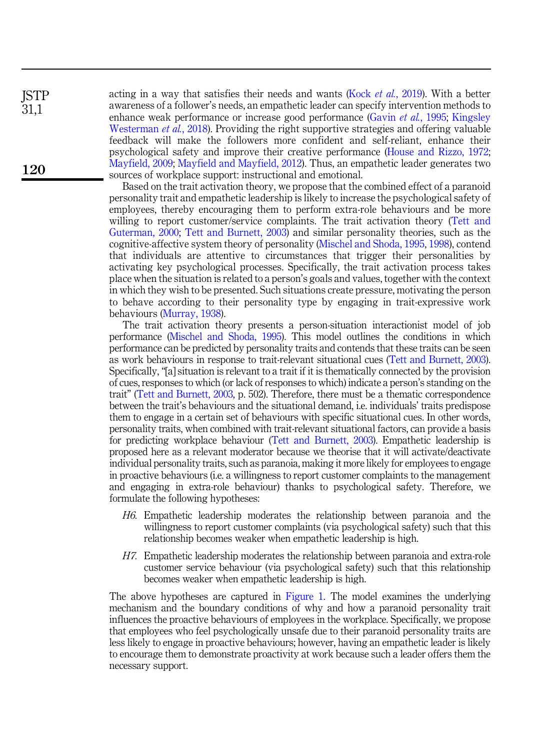acting in a way that satisfies their needs and wants (Kock *et al.*, 2019). With a better awareness of a follower's needs, an empathetic leader can specify intervention methods to enhance weak performance or increase good performance (Gavin *et al.*, 1995; Kingsley Westerman *et al.*, 2018). Providing the right supportive strategies and offering valuable feedback will make the followers more confident and self-reliant, enhance their psychological safety and improve their creative performance (House and Rizzo, 1972; Mayfield, 2009; Mayfield and Mayfield, 2012). Thus, an empathetic leader generates two sources of workplace support: instructional and emotional.

Based on the trait activation theory, we propose that the combined effect of a paranoid personality trait and empathetic leadership is likely to increase the psychological safety of employees, thereby encouraging them to perform extra-role behaviours and be more willing to report customer/service complaints. The trait activation theory (Tett and Guterman, 2000; Tett and Burnett, 2003) and similar personality theories, such as the cognitive-affective system theory of personality (Mischel and Shoda, 1995, 1998), contend that individuals are attentive to circumstances that trigger their personalities by activating key psychological processes. Specifically, the trait activation process takes place when the situation is related to a person's goals and values, together with the context in which they wish to be presented. Such situations create pressure, motivating the person to behave according to their personality type by engaging in trait-expressive work behaviours (Murray, 1938).

The trait activation theory presents a person-situation interactionist model of job performance (Mischel and Shoda, 1995). This model outlines the conditions in which performance can be predicted by personality traits and contends that these traits can be seen as work behaviours in response to trait-relevant situational cues (Tett and Burnett, 2003). Specifically, "[a] situation is relevant to a trait if it is thematically connected by the provision of cues, responses to which (or lack of responses to which) indicate a person's standing on the trait" (Tett and Burnett, 2003, p. 502). Therefore, there must be a thematic correspondence between the trait's behaviours and the situational demand, i.e. individuals' traits predispose them to engage in a certain set of behaviours with specific situational cues. In other words, personality traits, when combined with trait-relevant situational factors, can provide a basis for predicting workplace behaviour (Tett and Burnett, 2003). Empathetic leadership is proposed here as a relevant moderator because we theorise that it will activate/deactivate individual personality traits, such as paranoia, making it more likely for employees to engage in proactive behaviours (i.e. a willingness to report customer complaints to the management and engaging in extra-role behaviour) thanks to psychological safety. Therefore, we formulate the following hypotheses:

*H6*. Empathetic leadership moderates the relationship between paranoia and the willingness to report customer complaints (via psychological safety) such that this relationship becomes weaker when empathetic leadership is high.

*H7*. Empathetic leadership moderates the relationship between paranoia and extra-role customer service behaviour (via psychological safety) such that this relationship becomes weaker when empathetic leadership is high.

The above hypotheses are captured in Figure 1. The model examines the underlying mechanism and the boundary conditions of why and how a paranoid personality trait influences the proactive behaviours of employees in the workplace. Specifically, we propose that employees who feel psychologically unsafe due to their paranoid personality traits are less likely to engage in proactive behaviours; however, having an empathetic leader is likely to encourage them to demonstrate proactivity at work because such a leader offers them the necessary support.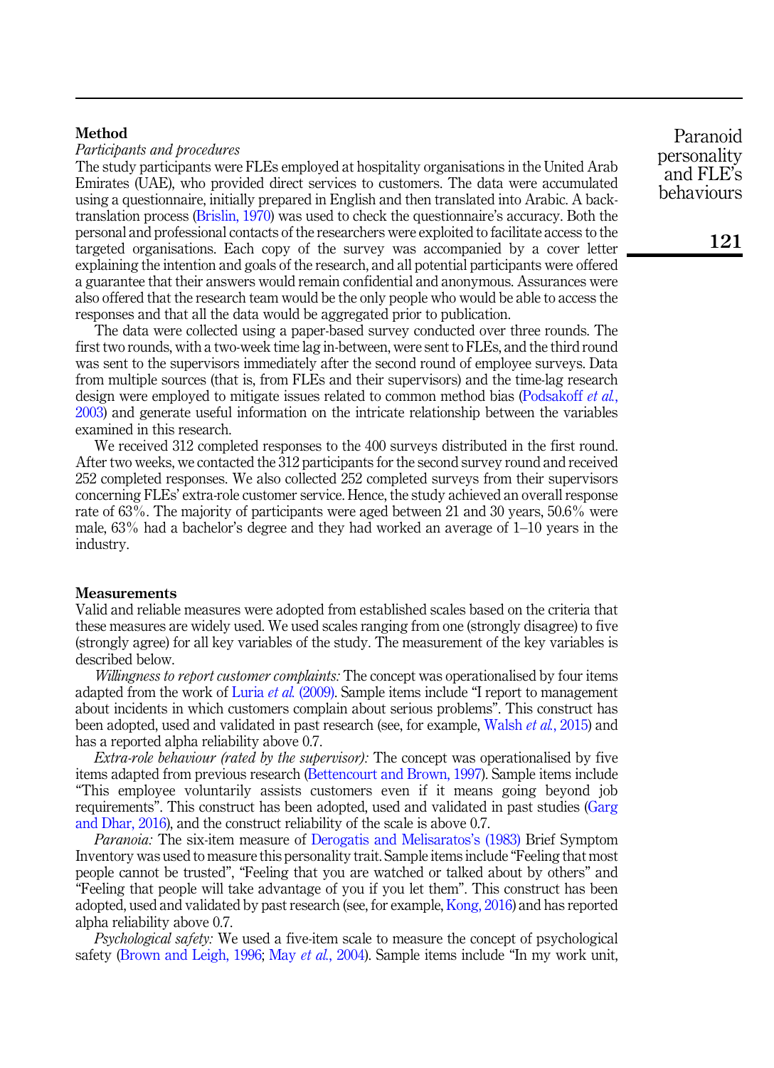## Method

*Participants and procedures*

The study participants were FLEs employed at hospitality organisations in the United Arab Emirates (UAE), who provided direct services to customers. The data were accumulated using a questionnaire, initially prepared in English and then translated into Arabic. A back-translation process (Brislin, 1970) was used to check the questionnaire's accuracy. Both the personal and professional contacts of the researchers were exploited to facilitate access to the targeted organisations. Each copy of the survey was accompanied by a cover letter explaining the intention and goals of the research, and all potential participants were offered a guarantee that their answers would remain confidential and anonymous. Assurances were also offered that the research team would be the only people who would be able to access the responses and that all the data would be aggregated prior to publication.

The data were collected using a paper-based survey conducted over three rounds. The first two rounds, with a two-week time lag in-between, were sent to FLEs, and the third round was sent to the supervisors immediately after the second round of employee surveys. Data from multiple sources (that is, from FLEs and their supervisors) and the time-lag research design were employed to mitigate issues related to common method bias (Podsakoff *et al.*, 2003) and generate useful information on the intricate relationship between the variables examined in this research.

We received 312 completed responses to the 400 surveys distributed in the first round. After two weeks, we contacted the 312 participants for the second survey round and received 252 completed responses. We also collected 252 completed surveys from their supervisors concerning FLEs' extra-role customer service. Hence, the study achieved an overall response rate of 63%. The majority of participants were aged between 21 and 30 years, 50.6% were male, 63% had a bachelor's degree and they had worked an average of 1–10 years in the industry.

## Measurements

Valid and reliable measures were adopted from established scales based on the criteria that these measures are widely used. We used scales ranging from one (strongly disagree) to five (strongly agree) for all key variables of the study. The measurement of the key variables is described below.

*Willingness to report customer complaints:* The concept was operationalised by four items adapted from the work of Luria *et al.* (2009). Sample items include "I report to management about incidents in which customers complain about serious problems". This construct has been adopted, used and validated in past research (see, for example, Walsh *et al.*, 2015) and has a reported alpha reliability above 0.7.

*Extra-role behaviour (rated by the supervisor):* The concept was operationalised by five items adapted from previous research (Bettencourt and Brown, 1997). Sample items include "This employee voluntarily assists customers even if it means going beyond job requirements". This construct has been adopted, used and validated in past studies (Garg and Dhar, 2016), and the construct reliability of the scale is above 0.7.

*Paranoia:* The six-item measure of Derogatis and Melisaratos's (1983) Brief Symptom Inventory was used to measure this personality trait. Sample items include "Feeling that most people cannot be trusted", "Feeling that you are watched or talked about by others" and "Feeling that people will take advantage of you if you let them". This construct has been adopted, used and validated by past research (see, for example, Kong, 2016) and has reported alpha reliability above 0.7.

*Psychological safety:* We used a five-item scale to measure the concept of psychological safety (Brown and Leigh, 1996; May *et al.*, 2004). Sample items include "In my work unit,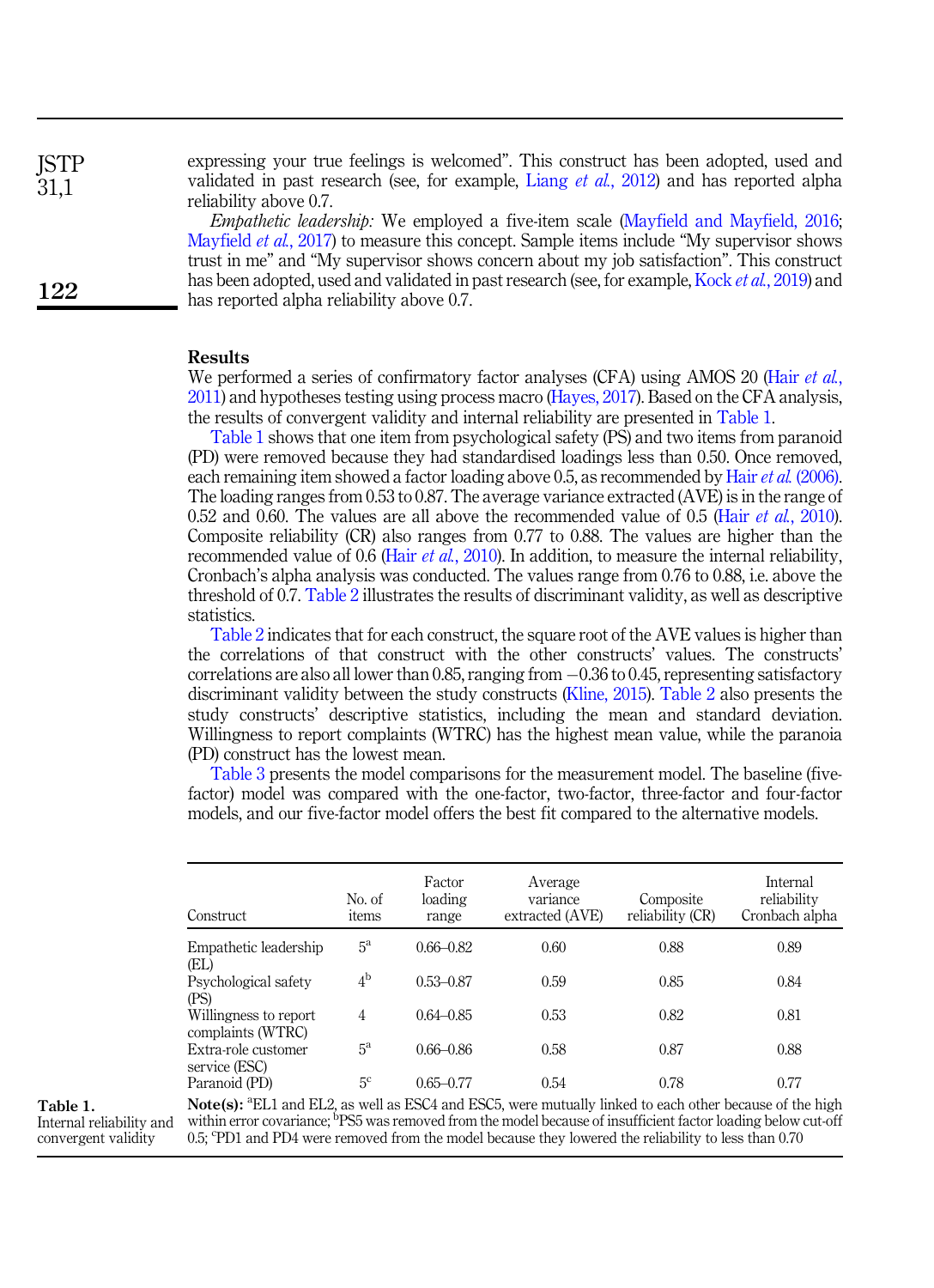expressing your true feelings is welcomed". This construct has been adopted, used and validated in past research (see, for example, Liang *et al.*, 2012) and has reported alpha reliability above 0.7.

*Empathetic leadership:* We employed a five-item scale (Mayfield and Mayfield, 2016; Mayfield *et al.*, 2017) to measure this concept. Sample items include "My supervisor shows trust in me" and "My supervisor shows concern about my job satisfaction". This construct has been adopted, used and validated in past research (see, for example, Kock *et al.*, 2019) and has reported alpha reliability above 0.7.

## Results

We performed a series of confirmatory factor analyses (CFA) using AMOS 20 (Hair *et al.*, 2011) and hypotheses testing using process macro (Hayes, 2017). Based on the CFA analysis, the results of convergent validity and internal reliability are presented in Table 1.

Table 1 shows that one item from psychological safety (PS) and two items from paranoid (PD) were removed because they had standardised loadings less than 0.50. Once removed, each remaining item showed a factor loading above 0.5, as recommended by Hair *et al.* (2006). The loading ranges from 0.53 to 0.87. The average variance extracted (AVE) is in the range of 0.52 and 0.60. The values are all above the recommended value of 0.5 (Hair *et al.*, 2010). Composite reliability (CR) also ranges from 0.77 to 0.88. The values are higher than the recommended value of 0.6 (Hair *et al.*, 2010). In addition, to measure the internal reliability, Cronbach's alpha analysis was conducted. The values range from 0.76 to 0.88, i.e. above the threshold of 0.7. Table 2 illustrates the results of discriminant validity, as well as descriptive statistics.

Table 2 indicates that for each construct, the square root of the AVE values is higher than the correlations of that construct with the other constructs' values. The constructs' correlations are also all lower than 0.85, ranging from −0.36 to 0.45, representing satisfactory discriminant validity between the study constructs (Kline, 2015). Table 2 also presents the study constructs' descriptive statistics, including the mean and standard deviation. Willingness to report complaints (WTRC) has the highest mean value, while the paranoia (PD) construct has the lowest mean.

Table 3 presents the model comparisons for the measurement model. The baseline (five-factor) model was compared with the one-factor, two-factor, three-factor and four-factor models, and our five-factor model offers the best fit compared to the alternative models.

**Table 1.** Internal reliability and convergent validity

| Construct | No. of items | Factor loading range | Average variance extracted (AVE) | Composite reliability (CR) | Internal reliability Cronbach alpha |
|---|---|---|---|---|---|
| Empathetic leadership (EL) | 5[a] | 0.66–0.82 | 0.60 | 0.88 | 0.89 |
| Psychological safety (PS) | 4[b] | 0.53–0.87 | 0.59 | 0.85 | 0.84 |
| Willingness to report complaints (WTRC) | 4 | 0.64–0.85 | 0.53 | 0.82 | 0.81 |
| Extra-role customer service (ESC) | 5[a] | 0.66–0.86 | 0.58 | 0.87 | 0.88 |
| Paranoid (PD) | 5[c] | 0.65–0.77 | 0.54 | 0.78 | 0.77 |

**Note(s):** [a]EL1 and EL2, as well as ESC4 and ESC5, were mutually linked to each other because of the high within error covariance; [b]PS5 was removed from the model because of insufficient factor loading below cut-off 0.5; [c]PD1 and PD4 were removed from the model because they lowered the reliability to less than 0.70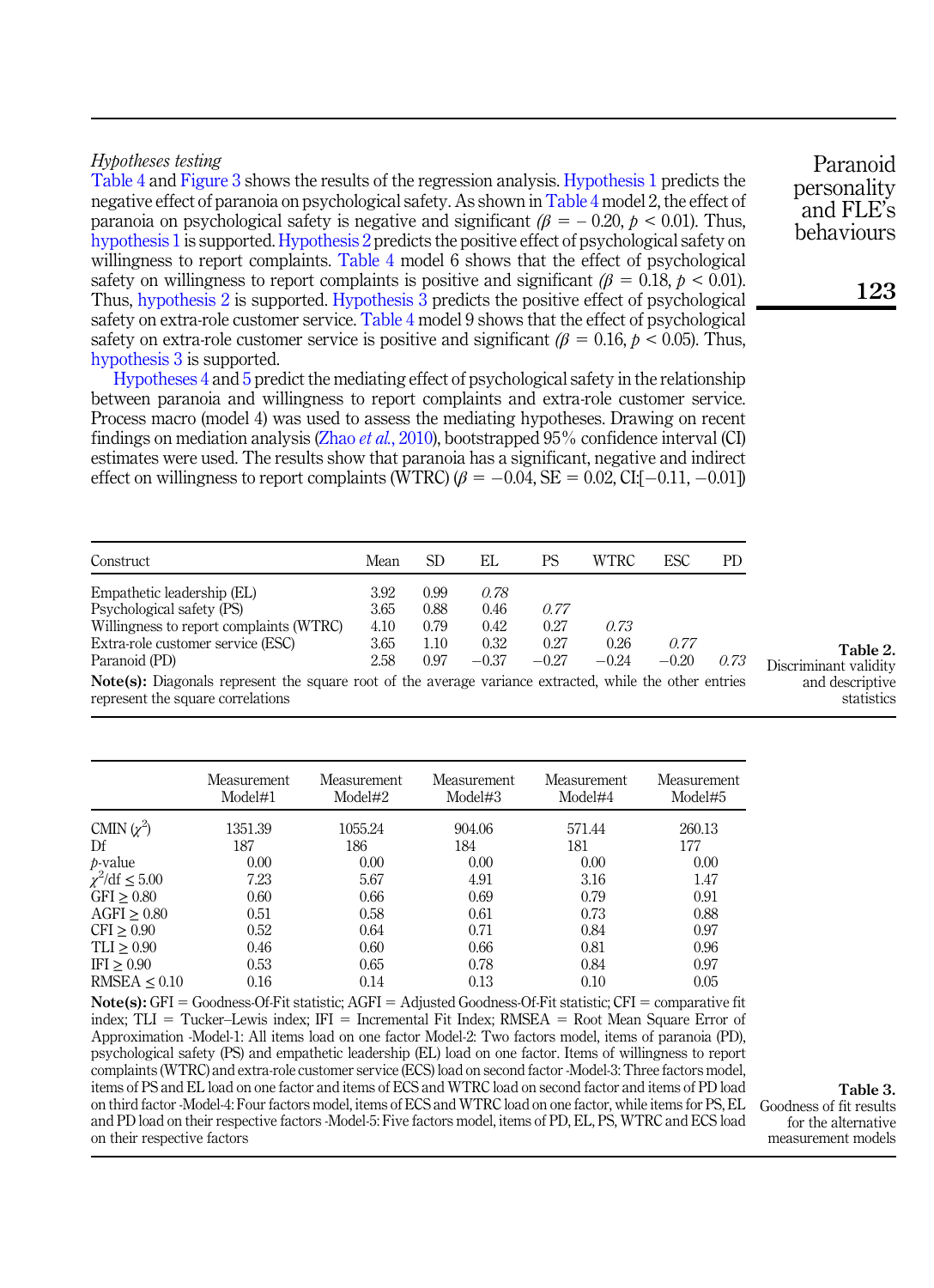*Hypotheses testing*

Table 4 and Figure 3 shows the results of the regression analysis. Hypothesis 1 predicts the negative effect of paranoia on psychological safety. As shown in Table 4 model 2, the effect of paranoia on psychological safety is negative and significant ($\beta = -0.20$, $p < 0.01$). Thus, hypothesis 1 is supported. Hypothesis 2 predicts the positive effect of psychological safety on willingness to report complaints. Table 4 model 6 shows that the effect of psychological safety on willingness to report complaints is positive and significant ($\beta = 0.18$, $p < 0.01$). Thus, hypothesis 2 is supported. Hypothesis 3 predicts the positive effect of psychological safety on extra-role customer service. Table 4 model 9 shows that the effect of psychological safety on extra-role customer service is positive and significant ($\beta = 0.16$, $p < 0.05$). Thus, hypothesis 3 is supported.

Hypotheses 4 and 5 predict the mediating effect of psychological safety in the relationship between paranoia and willingness to report complaints and extra-role customer service. Process macro (model 4) was used to assess the mediating hypotheses. Drawing on recent findings on mediation analysis (Zhao *et al.*, 2010), bootstrapped 95% confidence interval (CI) estimates were used. The results show that paranoia has a significant, negative and indirect effect on willingness to report complaints (WTRC) ($\beta = -0.04$, SE = 0.02, CI:[−0.11, −0.01])

| Construct | Mean | SD | EL | PS | WTRC | ESC | PD |
|---|---|---|---|---|---|---|---|
| Empathetic leadership (EL) | 3.92 | 0.99 | *0.78* | | | | |
| Psychological safety (PS) | 3.65 | 0.88 | 0.46 | *0.77* | | | |
| Willingness to report complaints (WTRC) | 4.10 | 0.79 | 0.42 | 0.27 | *0.73* | | |
| Extra-role customer service (ESC) | 3.65 | 1.10 | 0.32 | 0.27 | 0.26 | *0.77* | |
| Paranoid (PD) | 2.58 | 0.97 | −0.37 | −0.27 | −0.24 | −0.20 | *0.73* |

**Note(s):** Diagonals represent the square root of the average variance extracted, while the other entries represent the square correlations

**Table 2.** Discriminant validity and descriptive statistics

| | Measurement Model#1 | Measurement Model#2 | Measurement Model#3 | Measurement Model#4 | Measurement Model#5 |
|---|---|---|---|---|---|
| CMIN ($\chi^2$) | 1351.39 | 1055.24 | 904.06 | 571.44 | 260.13 |
| Df | 187 | 186 | 184 | 181 | 177 |
| $p$-value | 0.00 | 0.00 | 0.00 | 0.00 | 0.00 |
| $\chi^2$/df ≤ 5.00 | 7.23 | 5.67 | 4.91 | 3.16 | 1.47 |
| GFI ≥ 0.80 | 0.60 | 0.66 | 0.69 | 0.79 | 0.91 |
| AGFI ≥ 0.80 | 0.51 | 0.58 | 0.61 | 0.73 | 0.88 |
| CFI ≥ 0.90 | 0.52 | 0.64 | 0.71 | 0.84 | 0.97 |
| TLI ≥ 0.90 | 0.46 | 0.60 | 0.66 | 0.81 | 0.96 |
| IFI ≥ 0.90 | 0.53 | 0.65 | 0.78 | 0.84 | 0.97 |
| RMSEA ≤ 0.10 | 0.16 | 0.14 | 0.13 | 0.10 | 0.05 |

**Note(s):** GFI = Goodness-Of-Fit statistic; AGFI = Adjusted Goodness-Of-Fit statistic; CFI = comparative fit index; TLI = Tucker–Lewis index; IFI = Incremental Fit Index; RMSEA = Root Mean Square Error of Approximation -Model-1: All items load on one factor Model-2: Two factors model, items of paranoia (PD), psychological safety (PS) and empathetic leadership (EL) load on one factor. Items of willingness to report complaints (WTRC) and extra-role customer service (ECS) load on second factor -Model-3: Three factors model, items of PS and EL load on one factor and items of ECS and WTRC load on second factor and items of PD load on third factor -Model-4: Four factors model, items of ECS and WTRC load on one factor, while items for PS, EL and PD load on their respective factors -Model-5: Five factors model, items of PD, EL, PS, WTRC and ECS load on their respective factors

**Table 3.** Goodness of fit results for the alternative measurement models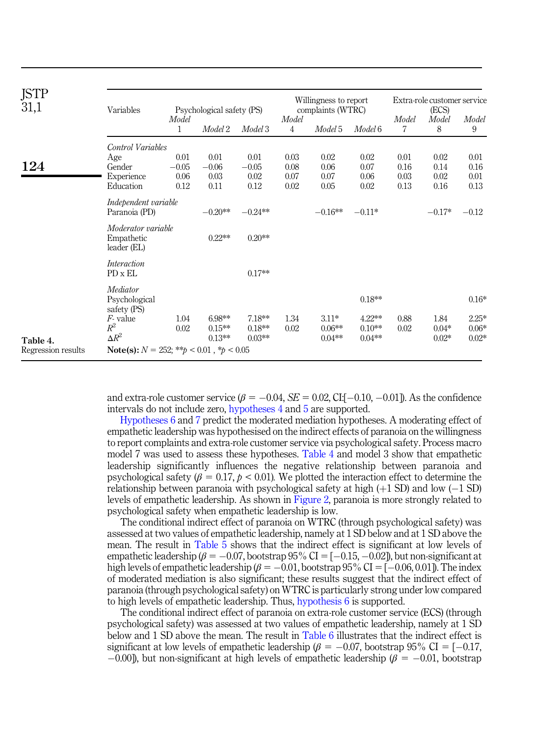| Variables | Psychological safety (PS) | | | Willingness to report complaints (WTRC) | | | Extra-role customer service (ECS) | | |
|---|---|---|---|---|---|---|---|---|---|
| | *Model* 1 | *Model* 2 | *Model* 3 | *Model* 4 | *Model* 5 | *Model* 6 | *Model* 7 | *Model* 8 | *Model* 9 |
| *Control Variables* | | | | | | | | | |
| Age | 0.01 | 0.01 | 0.01 | 0.03 | 0.02 | 0.02 | 0.01 | 0.02 | 0.01 |
| Gender | −0.05 | −0.06 | −0.05 | 0.08 | 0.06 | 0.07 | 0.16 | 0.14 | 0.16 |
| Experience | 0.06 | 0.03 | 0.02 | 0.07 | 0.07 | 0.06 | 0.03 | 0.02 | 0.01 |
| Education | 0.12 | 0.11 | 0.12 | 0.02 | 0.05 | 0.02 | 0.13 | 0.16 | 0.13 |
| *Independent variable* | | | | | | | | | |
| Paranoia (PD) | | −0.20** | −0.24** | | −0.16** | −0.11* | | −0.17* | −0.12 |
| *Moderator variable* | | | | | | | | | |
| Empathetic leader (EL) | | 0.22** | 0.20** | | | | | | |
| *Interaction* | | | | | | | | | |
| PD x EL | | | 0.17** | | | | | | |
| *Mediator* | | | | | | | | | |
| Psychological safety (PS) | | | | | | 0.18** | | | 0.16* |
| *F*- value | 1.04 | 6.98** | 7.18** | 1.34 | 3.11* | 4.22** | 0.88 | 1.84 | 2.25* |
| $R^2$ | 0.02 | 0.15** | 0.18** | 0.02 | 0.06** | 0.10** | 0.02 | 0.04* | 0.06* |
| $\Delta R^2$ | | 0.13** | 0.03** | | 0.04** | 0.04** | | 0.02* | 0.02* |

**Note(s):** $N = 252$; $^{**}p < 0.01$ , $^{*}p < 0.05$

**Table 4.** Regression results

and extra-role customer service ($\beta = -0.04$, $SE = 0.02$, CI:[−0.10, −0.01]). As the confidence intervals do not include zero, hypotheses 4 and 5 are supported.

Hypotheses 6 and 7 predict the moderated mediation hypotheses. A moderating effect of empathetic leadership was hypothesised on the indirect effects of paranoia on the willingness to report complaints and extra-role customer service via psychological safety. Process macro model 7 was used to assess these hypotheses. Table 4 and model 3 show that empathetic leadership significantly influences the negative relationship between paranoia and psychological safety ($\beta = 0.17$, $p < 0.01$). We plotted the interaction effect to determine the relationship between paranoia with psychological safety at high (+1 SD) and low (−1 SD) levels of empathetic leadership. As shown in Figure 2, paranoia is more strongly related to psychological safety when empathetic leadership is low.

The conditional indirect effect of paranoia on WTRC (through psychological safety) was assessed at two values of empathetic leadership, namely at 1 SD below and at 1 SD above the mean. The result in Table 5 shows that the indirect effect is significant at low levels of empathetic leadership ($\beta = -0.07$, bootstrap 95% CI = [−0.15, −0.02]), but non-significant at high levels of empathetic leadership ($\beta = -0.01$, bootstrap 95% CI = [−0.06, 0.01]). The index of moderated mediation is also significant; these results suggest that the indirect effect of paranoia (through psychological safety) on WTRC is particularly strong under low compared to high levels of empathetic leadership. Thus, hypothesis 6 is supported.

The conditional indirect effect of paranoia on extra-role customer service (ECS) (through psychological safety) was assessed at two values of empathetic leadership, namely at 1 SD below and 1 SD above the mean. The result in Table 6 illustrates that the indirect effect is significant at low levels of empathetic leadership ($\beta = -0.07$, bootstrap 95% CI = [−0.17, −0.00]), but non-significant at high levels of empathetic leadership ($\beta = -0.01$, bootstrap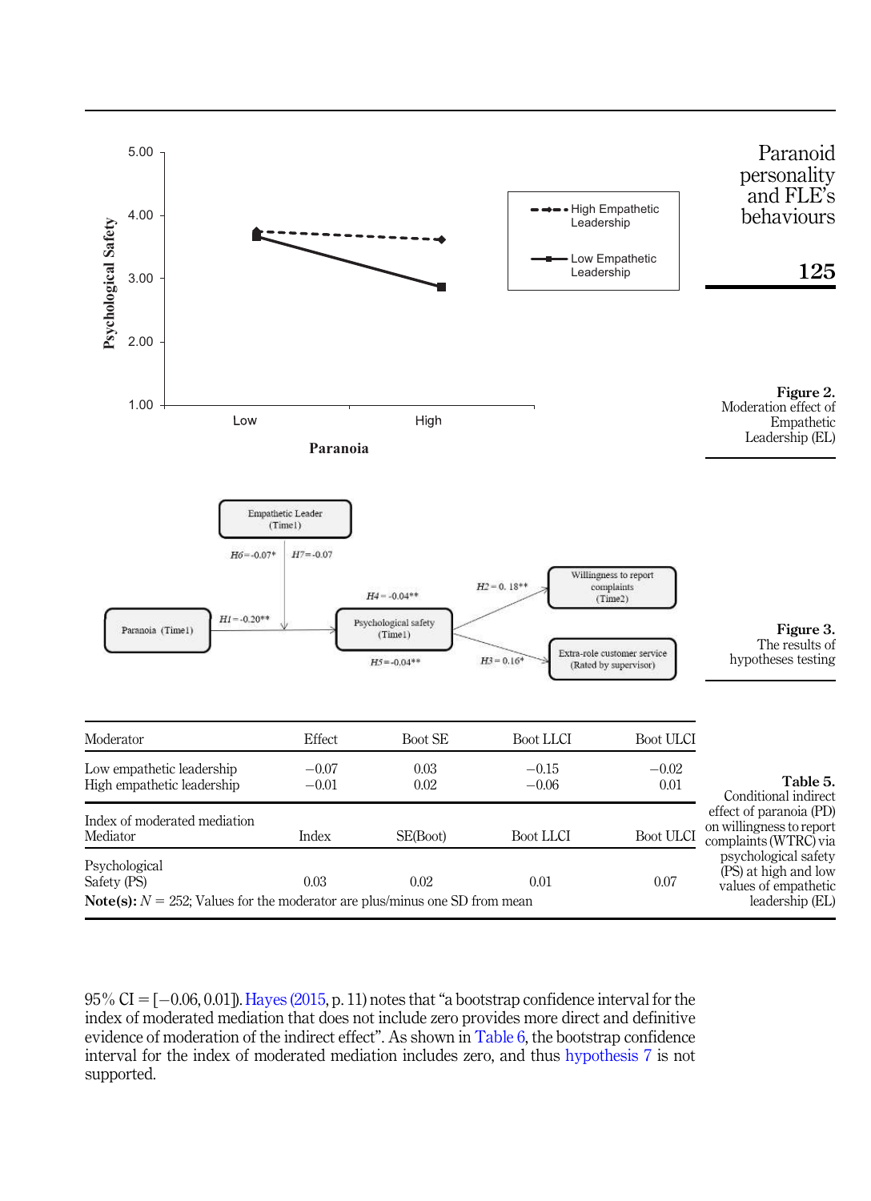Figure 2. Moderation effect of Empathetic Leadership (EL)

Figure 3. The results of hypotheses testing

| Moderator | Effect | Boot SE | Boot LLCI | Boot ULCI |
|---|---|---|---|---|
| Low empathetic leadership | −0.07 | 0.03 | −0.15 | −0.02 |
| High empathetic leadership | −0.01 | 0.02 | −0.06 | 0.01 |
| Index of moderated mediation | | | | |
| Mediator | Index | SE(Boot) | Boot LLCI | Boot ULCI |
| Psychological Safety (PS) | 0.03 | 0.02 | 0.01 | 0.07 |

**Note(s):** $N$ = 252; Values for the moderator are plus/minus one SD from mean

**Table 5.** Conditional indirect effect of paranoia (PD) on willingness to report complaints (WTRC) via psychological safety (PS) at high and low values of empathetic leadership (EL)

95% CI = [−0.06, 0.01]). Hayes (2015, p. 11) notes that "a bootstrap confidence interval for the index of moderated mediation that does not include zero provides more direct and definitive evidence of moderation of the indirect effect". As shown in Table 6, the bootstrap confidence interval for the index of moderated mediation includes zero, and thus hypothesis 7 is not supported.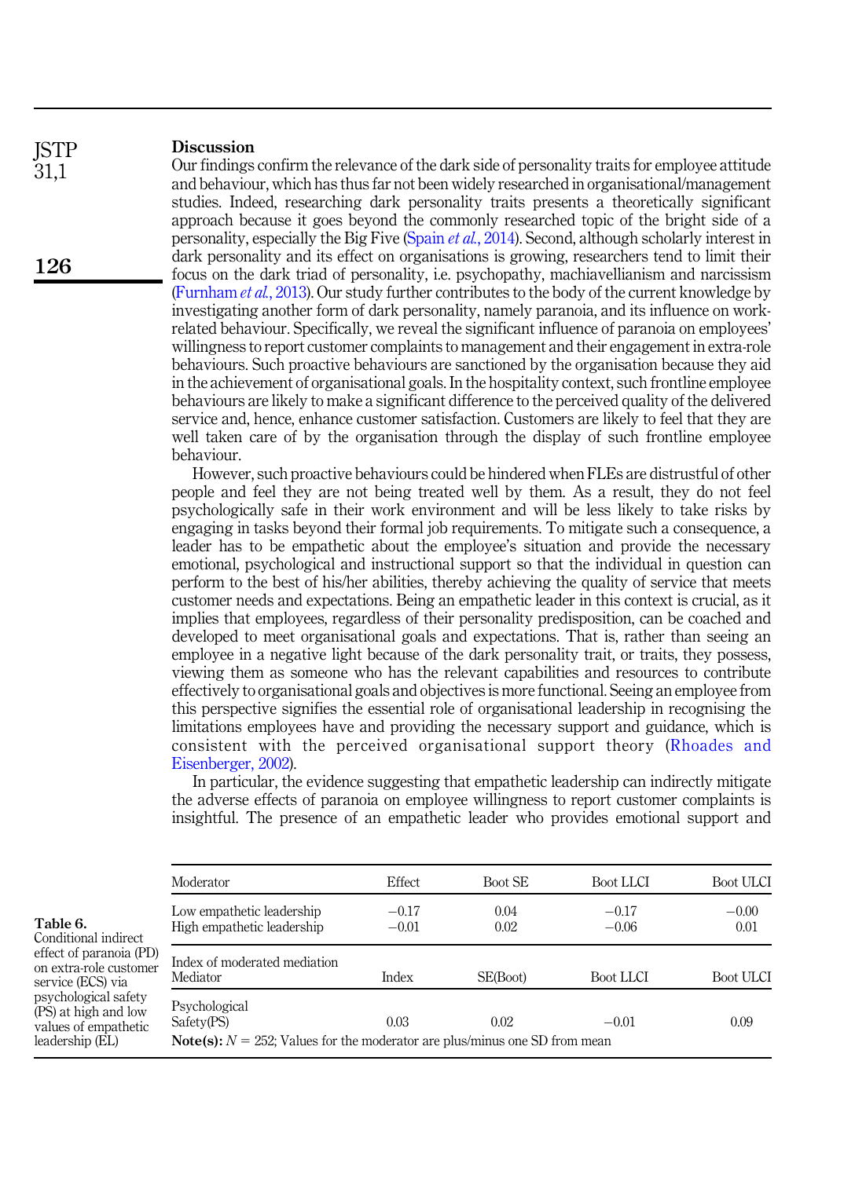## Discussion

Our findings confirm the relevance of the dark side of personality traits for employee attitude and behaviour, which has thus far not been widely researched in organisational/management studies. Indeed, researching dark personality traits presents a theoretically significant approach because it goes beyond the commonly researched topic of the bright side of a personality, especially the Big Five (Spain *et al.*, 2014). Second, although scholarly interest in dark personality and its effect on organisations is growing, researchers tend to limit their focus on the dark triad of personality, i.e. psychopathy, machiavellianism and narcissism (Furnham *et al.*, 2013). Our study further contributes to the body of the current knowledge by investigating another form of dark personality, namely paranoia, and its influence on work-related behaviour. Specifically, we reveal the significant influence of paranoia on employees' willingness to report customer complaints to management and their engagement in extra-role behaviours. Such proactive behaviours are sanctioned by the organisation because they aid in the achievement of organisational goals. In the hospitality context, such frontline employee behaviours are likely to make a significant difference to the perceived quality of the delivered service and, hence, enhance customer satisfaction. Customers are likely to feel that they are well taken care of by the organisation through the display of such frontline employee behaviour.

However, such proactive behaviours could be hindered when FLEs are distrustful of other people and feel they are not being treated well by them. As a result, they do not feel psychologically safe in their work environment and will be less likely to take risks by engaging in tasks beyond their formal job requirements. To mitigate such a consequence, a leader has to be empathetic about the employee's situation and provide the necessary emotional, psychological and instructional support so that the individual in question can perform to the best of his/her abilities, thereby achieving the quality of service that meets customer needs and expectations. Being an empathetic leader in this context is crucial, as it implies that employees, regardless of their personality predisposition, can be coached and developed to meet organisational goals and expectations. That is, rather than seeing an employee in a negative light because of the dark personality trait, or traits, they possess, viewing them as someone who has the relevant capabilities and resources to contribute effectively to organisational goals and objectives is more functional. Seeing an employee from this perspective signifies the essential role of organisational leadership in recognising the limitations employees have and providing the necessary support and guidance, which is consistent with the perceived organisational support theory (Rhoades and Eisenberger, 2002).

In particular, the evidence suggesting that empathetic leadership can indirectly mitigate the adverse effects of paranoia on employee willingness to report customer complaints is insightful. The presence of an empathetic leader who provides emotional support and

**Table 6.** Conditional indirect effect of paranoia (PD) on extra-role customer service (ECS) via psychological safety (PS) at high and low values of empathetic leadership (EL)

| Moderator | Effect | Boot SE | Boot LLCI | Boot ULCI |
|---|---|---|---|---|
| Low empathetic leadership | −0.17 | 0.04 | −0.17 | −0.00 |
| High empathetic leadership | −0.01 | 0.02 | −0.06 | 0.01 |
| Index of moderated mediation | | | | |
| Mediator | Index | SE(Boot) | Boot LLCI | Boot ULCI |
| Psychological Safety(PS) | 0.03 | 0.02 | −0.01 | 0.09 |

**Note(s):** $N = 252$; Values for the moderator are plus/minus one SD from mean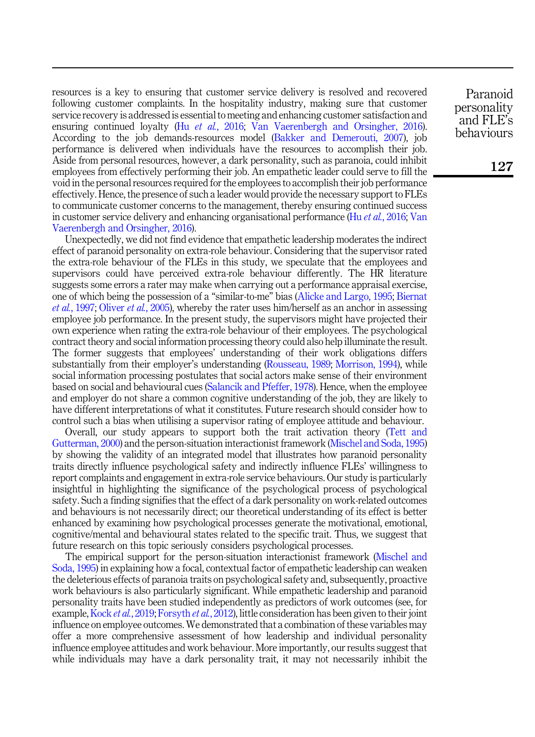resources is a key to ensuring that customer service delivery is resolved and recovered following customer complaints. In the hospitality industry, making sure that customer service recovery is addressed is essential to meeting and enhancing customer satisfaction and ensuring continued loyalty (Hu *et al.*, 2016; Van Vaerenbergh and Orsingher, 2016). According to the job demands-resources model (Bakker and Demerouti, 2007), job performance is delivered when individuals have the resources to accomplish their job. Aside from personal resources, however, a dark personality, such as paranoia, could inhibit employees from effectively performing their job. An empathetic leader could serve to fill the void in the personal resources required for the employees to accomplish their job performance effectively. Hence, the presence of such a leader would provide the necessary support to FLEs to communicate customer concerns to the management, thereby ensuring continued success in customer service delivery and enhancing organisational performance (Hu *et al.*, 2016; Van Vaerenbergh and Orsingher, 2016).

Unexpectedly, we did not find evidence that empathetic leadership moderates the indirect effect of paranoid personality on extra-role behaviour. Considering that the supervisor rated the extra-role behaviour of the FLEs in this study, we speculate that the employees and supervisors could have perceived extra-role behaviour differently. The HR literature suggests some errors a rater may make when carrying out a performance appraisal exercise, one of which being the possession of a "similar-to-me" bias (Alicke and Largo, 1995; Biernat *et al.*, 1997; Oliver *et al.*, 2005), whereby the rater uses him/herself as an anchor in assessing employee job performance. In the present study, the supervisors might have projected their own experience when rating the extra-role behaviour of their employees. The psychological contract theory and social information processing theory could also help illuminate the result. The former suggests that employees' understanding of their work obligations differs substantially from their employer's understanding (Rousseau, 1989; Morrison, 1994), while social information processing postulates that social actors make sense of their environment based on social and behavioural cues (Salancik and Pfeffer, 1978). Hence, when the employee and employer do not share a common cognitive understanding of the job, they are likely to have different interpretations of what it constitutes. Future research should consider how to control such a bias when utilising a supervisor rating of employee attitude and behaviour.

Overall, our study appears to support both the trait activation theory (Tett and Gutterman, 2000) and the person-situation interactionist framework (Mischel and Soda, 1995) by showing the validity of an integrated model that illustrates how paranoid personality traits directly influence psychological safety and indirectly influence FLEs' willingness to report complaints and engagement in extra-role service behaviours. Our study is particularly insightful in highlighting the significance of the psychological process of psychological safety. Such a finding signifies that the effect of a dark personality on work-related outcomes and behaviours is not necessarily direct; our theoretical understanding of its effect is better enhanced by examining how psychological processes generate the motivational, emotional, cognitive/mental and behavioural states related to the specific trait. Thus, we suggest that future research on this topic seriously considers psychological processes.

The empirical support for the person-situation interactionist framework (Mischel and Soda, 1995) in explaining how a focal, contextual factor of empathetic leadership can weaken the deleterious effects of paranoia traits on psychological safety and, subsequently, proactive work behaviours is also particularly significant. While empathetic leadership and paranoid personality traits have been studied independently as predictors of work outcomes (see, for example, Kock *et al.*, 2019; Forsyth *et al.*, 2012), little consideration has been given to their joint influence on employee outcomes. We demonstrated that a combination of these variables may offer a more comprehensive assessment of how leadership and individual personality influence employee attitudes and work behaviour. More importantly, our results suggest that while individuals may have a dark personality trait, it may not necessarily inhibit the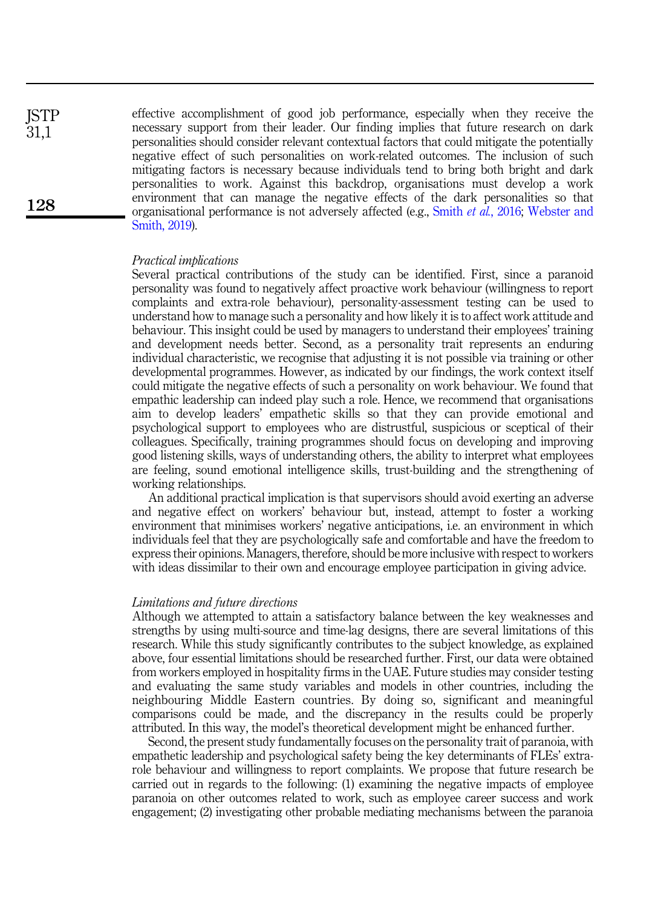effective accomplishment of good job performance, especially when they receive the necessary support from their leader. Our finding implies that future research on dark personalities should consider relevant contextual factors that could mitigate the potentially negative effect of such personalities on work-related outcomes. The inclusion of such mitigating factors is necessary because individuals tend to bring both bright and dark personalities to work. Against this backdrop, organisations must develop a work environment that can manage the negative effects of the dark personalities so that organisational performance is not adversely affected (e.g., Smith *et al.*, 2016; Webster and Smith, 2019).

### *Practical implications*

Several practical contributions of the study can be identified. First, since a paranoid personality was found to negatively affect proactive work behaviour (willingness to report complaints and extra-role behaviour), personality-assessment testing can be used to understand how to manage such a personality and how likely it is to affect work attitude and behaviour. This insight could be used by managers to understand their employees' training and development needs better. Second, as a personality trait represents an enduring individual characteristic, we recognise that adjusting it is not possible via training or other developmental programmes. However, as indicated by our findings, the work context itself could mitigate the negative effects of such a personality on work behaviour. We found that empathic leadership can indeed play such a role. Hence, we recommend that organisations aim to develop leaders' empathetic skills so that they can provide emotional and psychological support to employees who are distrustful, suspicious or sceptical of their colleagues. Specifically, training programmes should focus on developing and improving good listening skills, ways of understanding others, the ability to interpret what employees are feeling, sound emotional intelligence skills, trust-building and the strengthening of working relationships.

An additional practical implication is that supervisors should avoid exerting an adverse and negative effect on workers' behaviour but, instead, attempt to foster a working environment that minimises workers' negative anticipations, i.e. an environment in which individuals feel that they are psychologically safe and comfortable and have the freedom to express their opinions. Managers, therefore, should be more inclusive with respect to workers with ideas dissimilar to their own and encourage employee participation in giving advice.

### *Limitations and future directions*

Although we attempted to attain a satisfactory balance between the key weaknesses and strengths by using multi-source and time-lag designs, there are several limitations of this research. While this study significantly contributes to the subject knowledge, as explained above, four essential limitations should be researched further. First, our data were obtained from workers employed in hospitality firms in the UAE. Future studies may consider testing and evaluating the same study variables and models in other countries, including the neighbouring Middle Eastern countries. By doing so, significant and meaningful comparisons could be made, and the discrepancy in the results could be properly attributed. In this way, the model's theoretical development might be enhanced further.

Second, the present study fundamentally focuses on the personality trait of paranoia, with empathetic leadership and psychological safety being the key determinants of FLEs' extra-role behaviour and willingness to report complaints. We propose that future research be carried out in regards to the following: (1) examining the negative impacts of employee paranoia on other outcomes related to work, such as employee career success and work engagement; (2) investigating other probable mediating mechanisms between the paranoia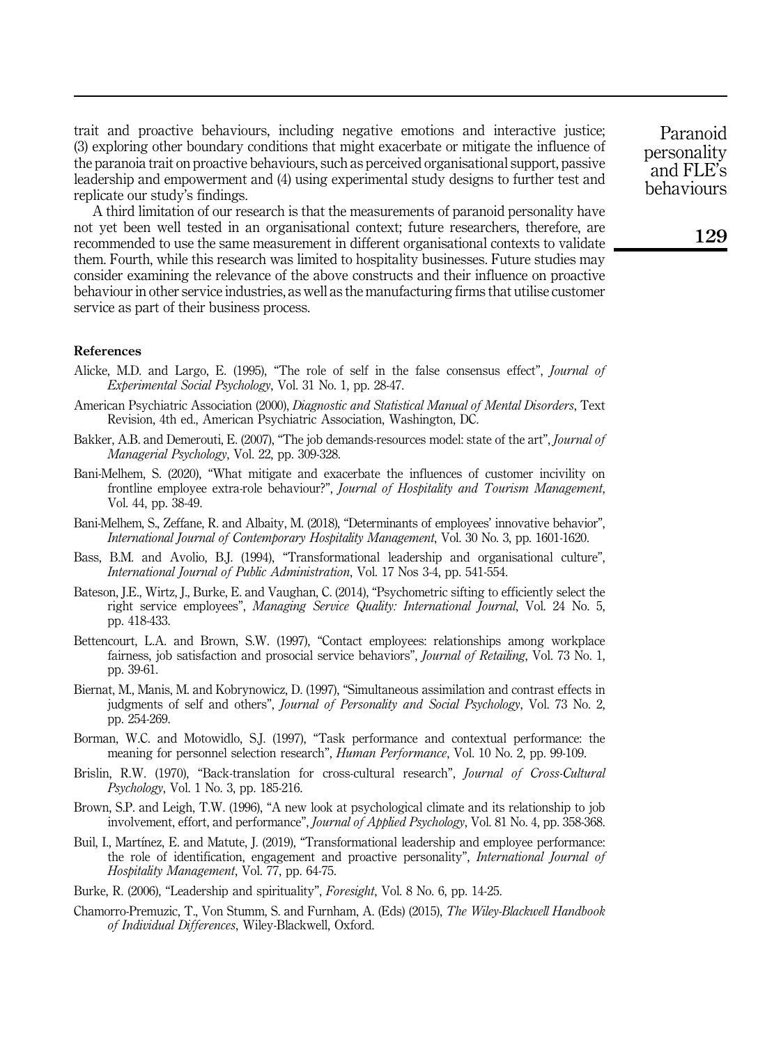trait and proactive behaviours, including negative emotions and interactive justice; (3) exploring other boundary conditions that might exacerbate or mitigate the influence of the paranoia trait on proactive behaviours, such as perceived organisational support, passive leadership and empowerment and (4) using experimental study designs to further test and replicate our study's findings.

A third limitation of our research is that the measurements of paranoid personality have not yet been well tested in an organisational context; future researchers, therefore, are recommended to use the same measurement in different organisational contexts to validate them. Fourth, while this research was limited to hospitality businesses. Future studies may consider examining the relevance of the above constructs and their influence on proactive behaviour in other service industries, as well as the manufacturing firms that utilise customer service as part of their business process.

## References

Alicke, M.D. and Largo, E. (1995), "The role of self in the false consensus effect", *Journal of Experimental Social Psychology*, Vol. 31 No. 1, pp. 28-47.

American Psychiatric Association (2000), *Diagnostic and Statistical Manual of Mental Disorders*, Text Revision, 4th ed., American Psychiatric Association, Washington, DC.

Bakker, A.B. and Demerouti, E. (2007), "The job demands-resources model: state of the art", *Journal of Managerial Psychology*, Vol. 22, pp. 309-328.

Bani-Melhem, S. (2020), "What mitigate and exacerbate the influences of customer incivility on frontline employee extra-role behaviour?", *Journal of Hospitality and Tourism Management*, Vol. 44, pp. 38-49.

Bani-Melhem, S., Zeffane, R. and Albaity, M. (2018), "Determinants of employees' innovative behavior", *International Journal of Contemporary Hospitality Management*, Vol. 30 No. 3, pp. 1601-1620.

Bass, B.M. and Avolio, B.J. (1994), "Transformational leadership and organisational culture", *International Journal of Public Administration*, Vol. 17 Nos 3-4, pp. 541-554.

Bateson, J.E., Wirtz, J., Burke, E. and Vaughan, C. (2014), "Psychometric sifting to efficiently select the right service employees", *Managing Service Quality: International Journal*, Vol. 24 No. 5, pp. 418-433.

Bettencourt, L.A. and Brown, S.W. (1997), "Contact employees: relationships among workplace fairness, job satisfaction and prosocial service behaviors", *Journal of Retailing*, Vol. 73 No. 1, pp. 39-61.

Biernat, M., Manis, M. and Kobrynowicz, D. (1997), "Simultaneous assimilation and contrast effects in judgments of self and others", *Journal of Personality and Social Psychology*, Vol. 73 No. 2, pp. 254-269.

Borman, W.C. and Motowidlo, S.J. (1997), "Task performance and contextual performance: the meaning for personnel selection research", *Human Performance*, Vol. 10 No. 2, pp. 99-109.

Brislin, R.W. (1970), "Back-translation for cross-cultural research", *Journal of Cross-Cultural Psychology*, Vol. 1 No. 3, pp. 185-216.

Brown, S.P. and Leigh, T.W. (1996), "A new look at psychological climate and its relationship to job involvement, effort, and performance", *Journal of Applied Psychology*, Vol. 81 No. 4, pp. 358-368.

Buil, I., Martínez, E. and Matute, J. (2019), "Transformational leadership and employee performance: the role of identification, engagement and proactive personality", *International Journal of Hospitality Management*, Vol. 77, pp. 64-75.

Burke, R. (2006), "Leadership and spirituality", *Foresight*, Vol. 8 No. 6, pp. 14-25.

Chamorro-Premuzic, T., Von Stumm, S. and Furnham, A. (Eds) (2015), *The Wiley-Blackwell Handbook of Individual Differences*, Wiley-Blackwell, Oxford.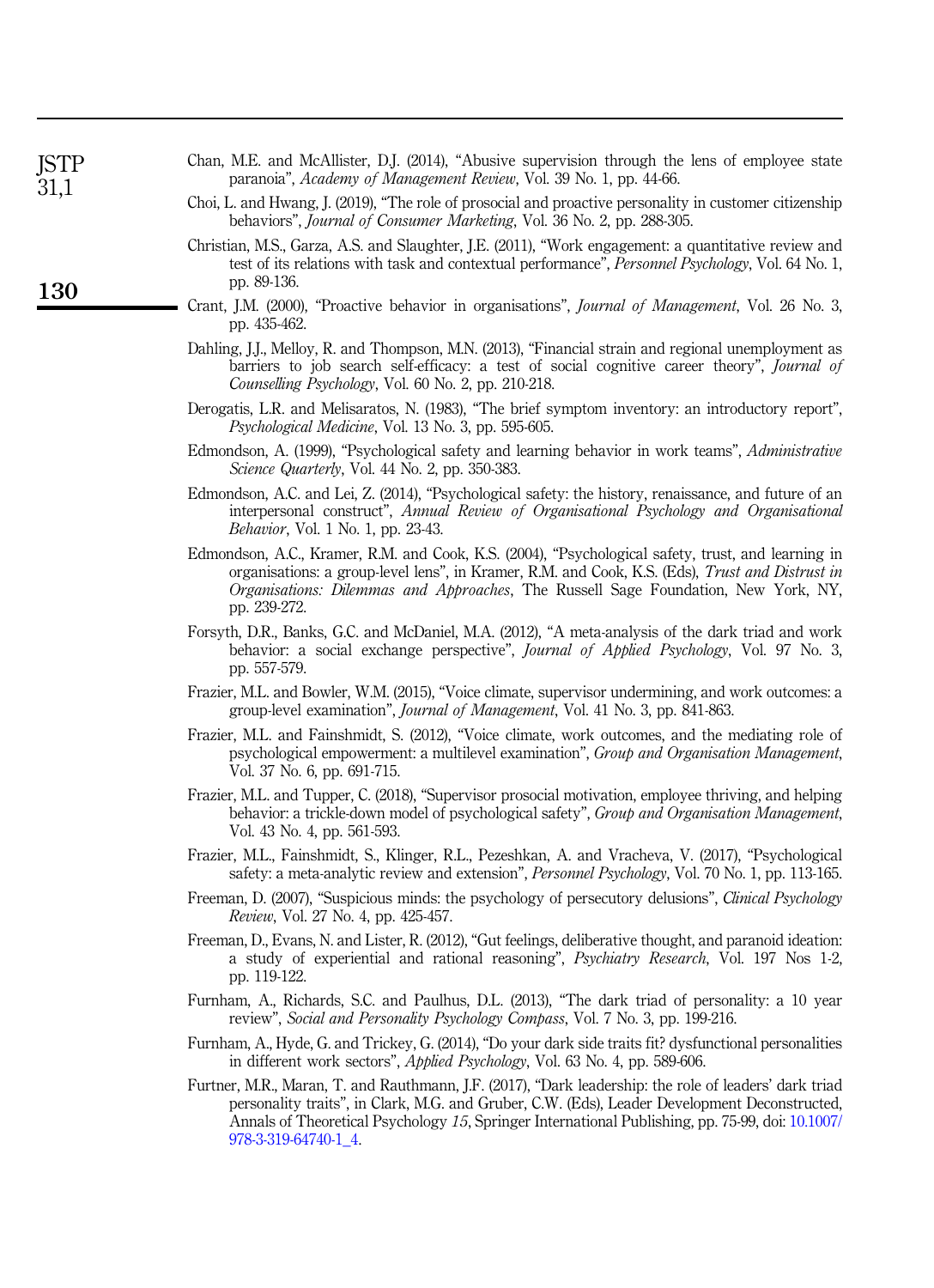Chan, M.E. and McAllister, D.J. (2014), "Abusive supervision through the lens of employee state paranoia", *Academy of Management Review*, Vol. 39 No. 1, pp. 44-66.

Choi, L. and Hwang, J. (2019), "The role of prosocial and proactive personality in customer citizenship behaviors", *Journal of Consumer Marketing*, Vol. 36 No. 2, pp. 288-305.

Christian, M.S., Garza, A.S. and Slaughter, J.E. (2011), "Work engagement: a quantitative review and test of its relations with task and contextual performance", *Personnel Psychology*, Vol. 64 No. 1, pp. 89-136.

Crant, J.M. (2000), "Proactive behavior in organisations", *Journal of Management*, Vol. 26 No. 3, pp. 435-462.

Dahling, J.J., Melloy, R. and Thompson, M.N. (2013), "Financial strain and regional unemployment as barriers to job search self-efficacy: a test of social cognitive career theory", *Journal of Counselling Psychology*, Vol. 60 No. 2, pp. 210-218.

Derogatis, L.R. and Melisaratos, N. (1983), "The brief symptom inventory: an introductory report", *Psychological Medicine*, Vol. 13 No. 3, pp. 595-605.

Edmondson, A. (1999), "Psychological safety and learning behavior in work teams", *Administrative Science Quarterly*, Vol. 44 No. 2, pp. 350-383.

Edmondson, A.C. and Lei, Z. (2014), "Psychological safety: the history, renaissance, and future of an interpersonal construct", *Annual Review of Organisational Psychology and Organisational Behavior*, Vol. 1 No. 1, pp. 23-43.

Edmondson, A.C., Kramer, R.M. and Cook, K.S. (2004), "Psychological safety, trust, and learning in organisations: a group-level lens", in Kramer, R.M. and Cook, K.S. (Eds), *Trust and Distrust in Organisations: Dilemmas and Approaches*, The Russell Sage Foundation, New York, NY, pp. 239-272.

Forsyth, D.R., Banks, G.C. and McDaniel, M.A. (2012), "A meta-analysis of the dark triad and work behavior: a social exchange perspective", *Journal of Applied Psychology*, Vol. 97 No. 3, pp. 557-579.

Frazier, M.L. and Bowler, W.M. (2015), "Voice climate, supervisor undermining, and work outcomes: a group-level examination", *Journal of Management*, Vol. 41 No. 3, pp. 841-863.

Frazier, M.L. and Fainshmidt, S. (2012), "Voice climate, work outcomes, and the mediating role of psychological empowerment: a multilevel examination", *Group and Organisation Management*, Vol. 37 No. 6, pp. 691-715.

Frazier, M.L. and Tupper, C. (2018), "Supervisor prosocial motivation, employee thriving, and helping behavior: a trickle-down model of psychological safety", *Group and Organisation Management*, Vol. 43 No. 4, pp. 561-593.

Frazier, M.L., Fainshmidt, S., Klinger, R.L., Pezeshkan, A. and Vracheva, V. (2017), "Psychological safety: a meta-analytic review and extension", *Personnel Psychology*, Vol. 70 No. 1, pp. 113-165.

Freeman, D. (2007), "Suspicious minds: the psychology of persecutory delusions", *Clinical Psychology Review*, Vol. 27 No. 4, pp. 425-457.

Freeman, D., Evans, N. and Lister, R. (2012), "Gut feelings, deliberative thought, and paranoid ideation: a study of experiential and rational reasoning", *Psychiatry Research*, Vol. 197 Nos 1-2, pp. 119-122.

Furnham, A., Richards, S.C. and Paulhus, D.L. (2013), "The dark triad of personality: a 10 year review", *Social and Personality Psychology Compass*, Vol. 7 No. 3, pp. 199-216.

Furnham, A., Hyde, G. and Trickey, G. (2014), "Do your dark side traits fit? dysfunctional personalities in different work sectors", *Applied Psychology*, Vol. 63 No. 4, pp. 589-606.

Furtner, M.R., Maran, T. and Rauthmann, J.F. (2017), "Dark leadership: the role of leaders' dark triad personality traits", in Clark, M.G. and Gruber, C.W. (Eds), Leader Development Deconstructed, Annals of Theoretical Psychology *15*, Springer International Publishing, pp. 75-99, doi: 10.1007/978-3-319-64740-1_4.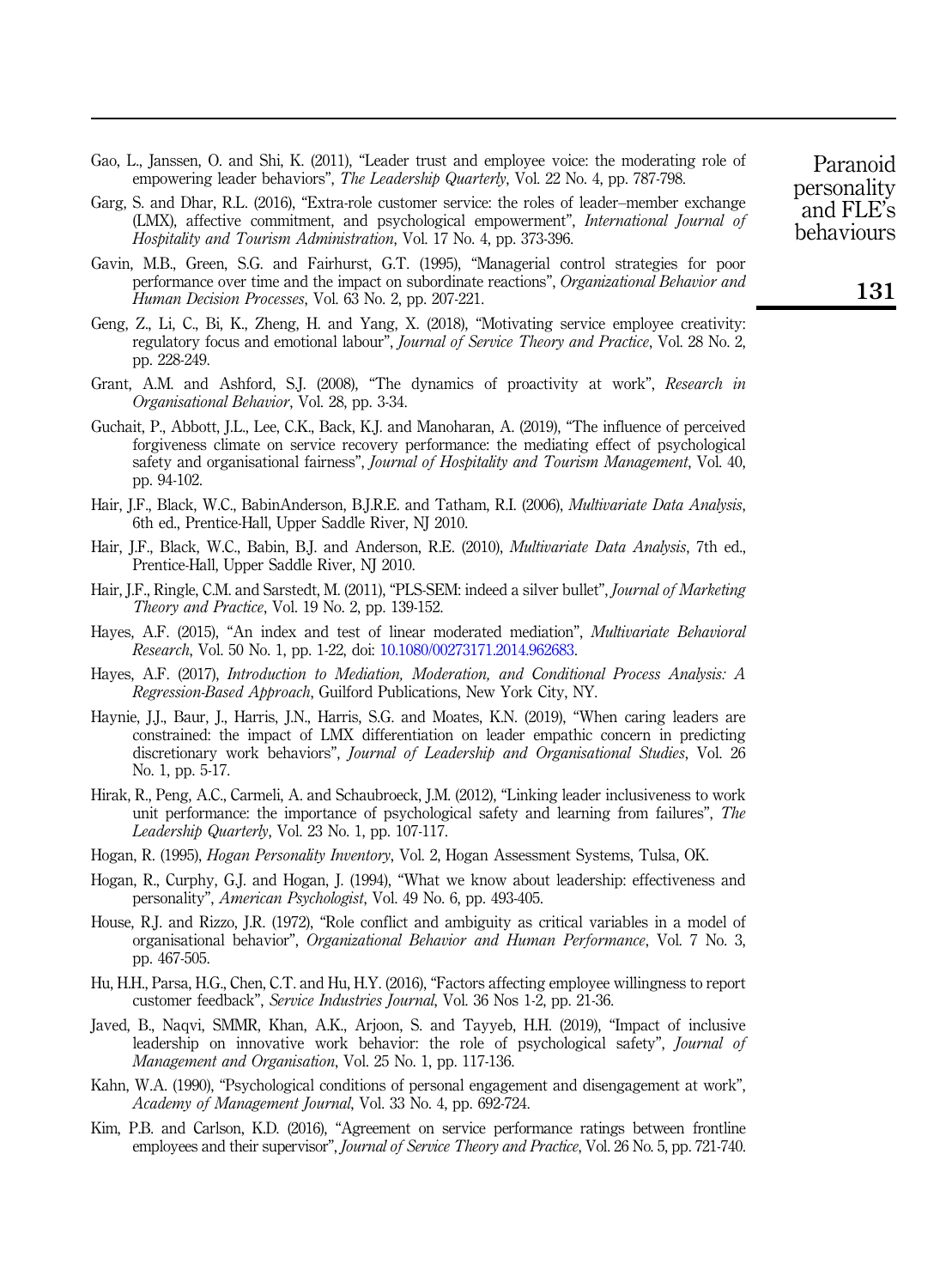Gao, L., Janssen, O. and Shi, K. (2011), "Leader trust and employee voice: the moderating role of empowering leader behaviors", *The Leadership Quarterly*, Vol. 22 No. 4, pp. 787-798.

Garg, S. and Dhar, R.L. (2016), "Extra-role customer service: the roles of leader–member exchange (LMX), affective commitment, and psychological empowerment", *International Journal of Hospitality and Tourism Administration*, Vol. 17 No. 4, pp. 373-396.

Gavin, M.B., Green, S.G. and Fairhurst, G.T. (1995), "Managerial control strategies for poor performance over time and the impact on subordinate reactions", *Organizational Behavior and Human Decision Processes*, Vol. 63 No. 2, pp. 207-221.

Geng, Z., Li, C., Bi, K., Zheng, H. and Yang, X. (2018), "Motivating service employee creativity: regulatory focus and emotional labour", *Journal of Service Theory and Practice*, Vol. 28 No. 2, pp. 228-249.

Grant, A.M. and Ashford, S.J. (2008), "The dynamics of proactivity at work", *Research in Organisational Behavior*, Vol. 28, pp. 3-34.

Guchait, P., Abbott, J.L., Lee, C.K., Back, K.J. and Manoharan, A. (2019), "The influence of perceived forgiveness climate on service recovery performance: the mediating effect of psychological safety and organisational fairness", *Journal of Hospitality and Tourism Management*, Vol. 40, pp. 94-102.

Hair, J.F., Black, W.C., BabinAnderson, B.J.R.E. and Tatham, R.I. (2006), *Multivariate Data Analysis*, 6th ed., Prentice-Hall, Upper Saddle River, NJ 2010.

Hair, J.F., Black, W.C., Babin, B.J. and Anderson, R.E. (2010), *Multivariate Data Analysis*, 7th ed., Prentice-Hall, Upper Saddle River, NJ 2010.

Hair, J.F., Ringle, C.M. and Sarstedt, M. (2011), "PLS-SEM: indeed a silver bullet", *Journal of Marketing Theory and Practice*, Vol. 19 No. 2, pp. 139-152.

Hayes, A.F. (2015), "An index and test of linear moderated mediation", *Multivariate Behavioral Research*, Vol. 50 No. 1, pp. 1-22, doi: 10.1080/00273171.2014.962683.

Hayes, A.F. (2017), *Introduction to Mediation, Moderation, and Conditional Process Analysis: A Regression-Based Approach*, Guilford Publications, New York City, NY.

Haynie, J.J., Baur, J., Harris, J.N., Harris, S.G. and Moates, K.N. (2019), "When caring leaders are constrained: the impact of LMX differentiation on leader empathic concern in predicting discretionary work behaviors", *Journal of Leadership and Organisational Studies*, Vol. 26 No. 1, pp. 5-17.

Hirak, R., Peng, A.C., Carmeli, A. and Schaubroeck, J.M. (2012), "Linking leader inclusiveness to work unit performance: the importance of psychological safety and learning from failures", *The Leadership Quarterly*, Vol. 23 No. 1, pp. 107-117.

Hogan, R. (1995), *Hogan Personality Inventory*, Vol. 2, Hogan Assessment Systems, Tulsa, OK.

Hogan, R., Curphy, G.J. and Hogan, J. (1994), "What we know about leadership: effectiveness and personality", *American Psychologist*, Vol. 49 No. 6, pp. 493-405.

House, R.J. and Rizzo, J.R. (1972), "Role conflict and ambiguity as critical variables in a model of organisational behavior", *Organizational Behavior and Human Performance*, Vol. 7 No. 3, pp. 467-505.

Hu, H.H., Parsa, H.G., Chen, C.T. and Hu, H.Y. (2016), "Factors affecting employee willingness to report customer feedback", *Service Industries Journal*, Vol. 36 Nos 1-2, pp. 21-36.

Javed, B., Naqvi, SMMR, Khan, A.K., Arjoon, S. and Tayyeb, H.H. (2019), "Impact of inclusive leadership on innovative work behavior: the role of psychological safety", *Journal of Management and Organisation*, Vol. 25 No. 1, pp. 117-136.

Kahn, W.A. (1990), "Psychological conditions of personal engagement and disengagement at work", *Academy of Management Journal*, Vol. 33 No. 4, pp. 692-724.

Kim, P.B. and Carlson, K.D. (2016), "Agreement on service performance ratings between frontline employees and their supervisor", *Journal of Service Theory and Practice*, Vol. 26 No. 5, pp. 721-740.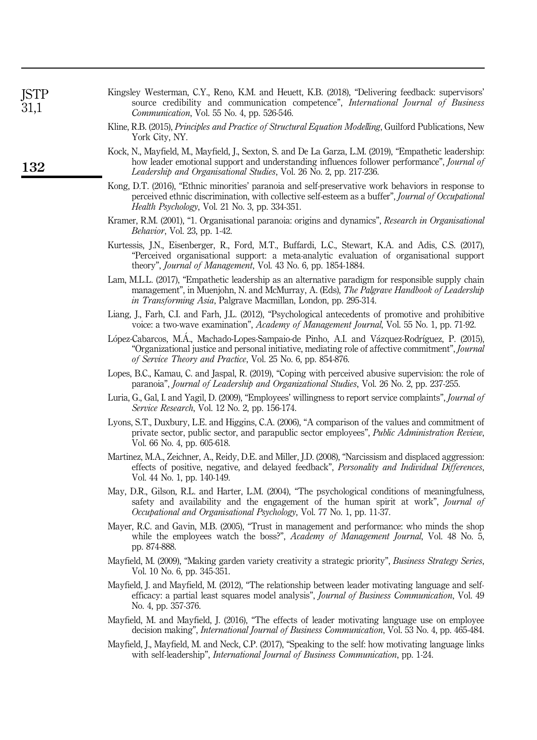Kingsley Westerman, C.Y., Reno, K.M. and Heuett, K.B. (2018), "Delivering feedback: supervisors' source credibility and communication competence", *International Journal of Business Communication*, Vol. 55 No. 4, pp. 526-546.

Kline, R.B. (2015), *Principles and Practice of Structural Equation Modelling*, Guilford Publications, New York City, NY.

Kock, N., Mayfield, M., Mayfield, J., Sexton, S. and De La Garza, L.M. (2019), "Empathetic leadership: how leader emotional support and understanding influences follower performance", *Journal of Leadership and Organisational Studies*, Vol. 26 No. 2, pp. 217-236.

Kong, D.T. (2016), "Ethnic minorities' paranoia and self-preservative work behaviors in response to perceived ethnic discrimination, with collective self-esteem as a buffer", *Journal of Occupational Health Psychology*, Vol. 21 No. 3, pp. 334-351.

Kramer, R.M. (2001), "1. Organisational paranoia: origins and dynamics", *Research in Organisational Behavior*, Vol. 23, pp. 1-42.

Kurtessis, J.N., Eisenberger, R., Ford, M.T., Buffardi, L.C., Stewart, K.A. and Adis, C.S. (2017), "Perceived organisational support: a meta-analytic evaluation of organisational support theory", *Journal of Management*, Vol. 43 No. 6, pp. 1854-1884.

Lam, M.L.L. (2017), "Empathetic leadership as an alternative paradigm for responsible supply chain management", in Muenjohn, N. and McMurray, A. (Eds), *The Palgrave Handbook of Leadership in Transforming Asia*, Palgrave Macmillan, London, pp. 295-314.

Liang, J., Farh, C.I. and Farh, J.L. (2012), "Psychological antecedents of promotive and prohibitive voice: a two-wave examination", *Academy of Management Journal*, Vol. 55 No. 1, pp. 71-92.

López-Cabarcos, M.Á., Machado-Lopes-Sampaio-de Pinho, A.I. and Vázquez-Rodríguez, P. (2015), "Organizational justice and personal initiative, mediating role of affective commitment", *Journal of Service Theory and Practice*, Vol. 25 No. 6, pp. 854-876.

Lopes, B.C., Kamau, C. and Jaspal, R. (2019), "Coping with perceived abusive supervision: the role of paranoia", *Journal of Leadership and Organizational Studies*, Vol. 26 No. 2, pp. 237-255.

Luria, G., Gal, I. and Yagil, D. (2009), "Employees' willingness to report service complaints", *Journal of Service Research*, Vol. 12 No. 2, pp. 156-174.

Lyons, S.T., Duxbury, L.E. and Higgins, C.A. (2006), "A comparison of the values and commitment of private sector, public sector, and parapublic sector employees", *Public Administration Review*, Vol. 66 No. 4, pp. 605-618.

Martinez, M.A., Zeichner, A., Reidy, D.E. and Miller, J.D. (2008), "Narcissism and displaced aggression: effects of positive, negative, and delayed feedback", *Personality and Individual Differences*, Vol. 44 No. 1, pp. 140-149.

May, D.R., Gilson, R.L. and Harter, L.M. (2004), "The psychological conditions of meaningfulness, safety and availability and the engagement of the human spirit at work", *Journal of Occupational and Organisational Psychology*, Vol. 77 No. 1, pp. 11-37.

Mayer, R.C. and Gavin, M.B. (2005), "Trust in management and performance: who minds the shop while the employees watch the boss?", *Academy of Management Journal*, Vol. 48 No. 5, pp. 874-888.

Mayfield, M. (2009), "Making garden variety creativity a strategic priority", *Business Strategy Series*, Vol. 10 No. 6, pp. 345-351.

Mayfield, J. and Mayfield, M. (2012), "The relationship between leader motivating language and self-efficacy: a partial least squares model analysis", *Journal of Business Communication*, Vol. 49 No. 4, pp. 357-376.

Mayfield, M. and Mayfield, J. (2016), "The effects of leader motivating language use on employee decision making", *International Journal of Business Communication*, Vol. 53 No. 4, pp. 465-484.

Mayfield, J., Mayfield, M. and Neck, C.P. (2017), "Speaking to the self: how motivating language links with self-leadership", *International Journal of Business Communication*, pp. 1-24.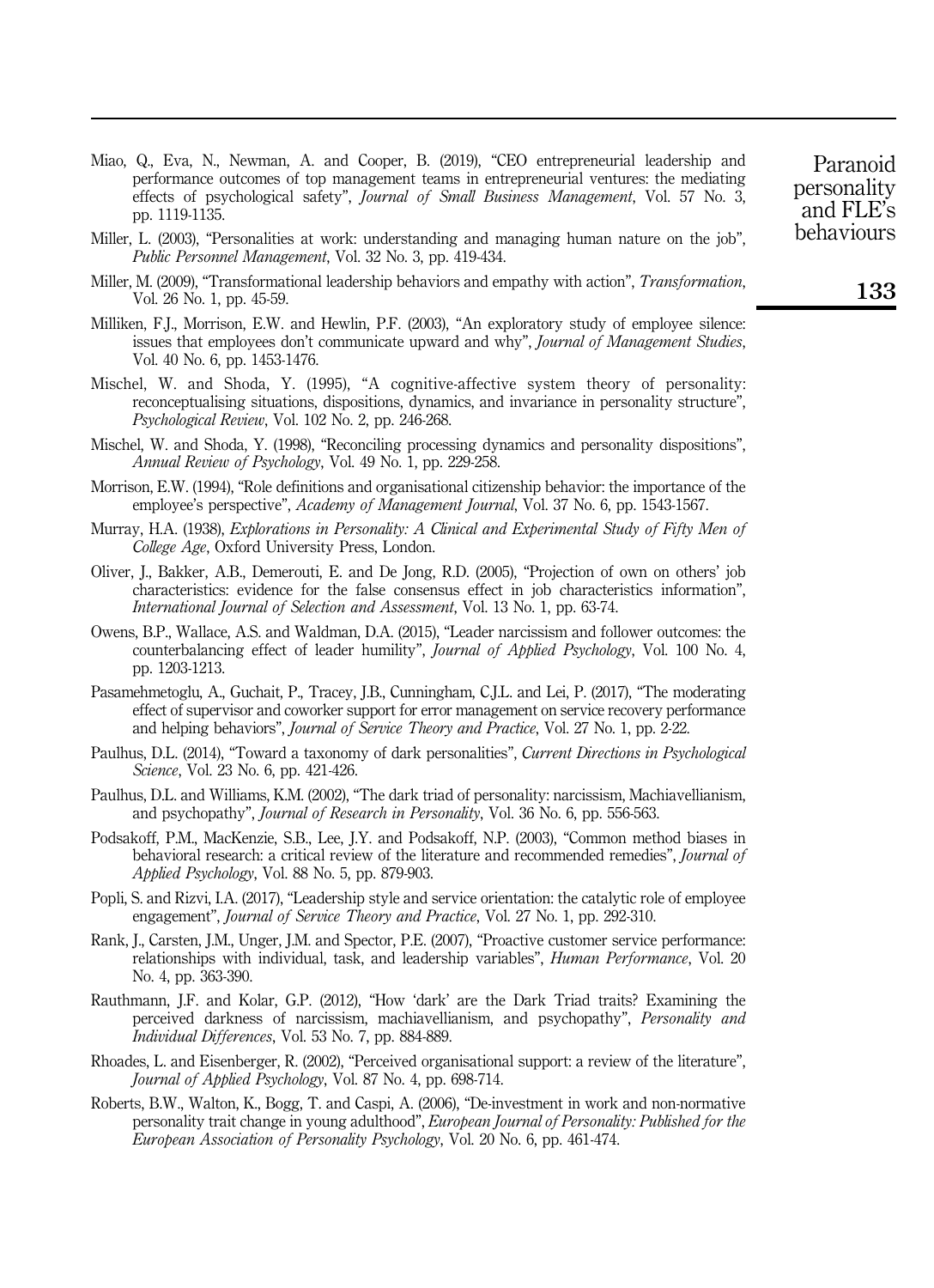Miao, Q., Eva, N., Newman, A. and Cooper, B. (2019), "CEO entrepreneurial leadership and performance outcomes of top management teams in entrepreneurial ventures: the mediating effects of psychological safety", *Journal of Small Business Management*, Vol. 57 No. 3, pp. 1119-1135.

Miller, L. (2003), "Personalities at work: understanding and managing human nature on the job", *Public Personnel Management*, Vol. 32 No. 3, pp. 419-434.

Miller, M. (2009), "Transformational leadership behaviors and empathy with action", *Transformation*, Vol. 26 No. 1, pp. 45-59.

Milliken, F.J., Morrison, E.W. and Hewlin, P.F. (2003), "An exploratory study of employee silence: issues that employees don't communicate upward and why", *Journal of Management Studies*, Vol. 40 No. 6, pp. 1453-1476.

Mischel, W. and Shoda, Y. (1995), "A cognitive-affective system theory of personality: reconceptualising situations, dispositions, dynamics, and invariance in personality structure", *Psychological Review*, Vol. 102 No. 2, pp. 246-268.

Mischel, W. and Shoda, Y. (1998), "Reconciling processing dynamics and personality dispositions", *Annual Review of Psychology*, Vol. 49 No. 1, pp. 229-258.

Morrison, E.W. (1994), "Role definitions and organisational citizenship behavior: the importance of the employee's perspective", *Academy of Management Journal*, Vol. 37 No. 6, pp. 1543-1567.

Murray, H.A. (1938), *Explorations in Personality: A Clinical and Experimental Study of Fifty Men of College Age*, Oxford University Press, London.

Oliver, J., Bakker, A.B., Demerouti, E. and De Jong, R.D. (2005), "Projection of own on others' job characteristics: evidence for the false consensus effect in job characteristics information", *International Journal of Selection and Assessment*, Vol. 13 No. 1, pp. 63-74.

Owens, B.P., Wallace, A.S. and Waldman, D.A. (2015), "Leader narcissism and follower outcomes: the counterbalancing effect of leader humility", *Journal of Applied Psychology*, Vol. 100 No. 4, pp. 1203-1213.

Pasamehmetoglu, A., Guchait, P., Tracey, J.B., Cunningham, C.J.L. and Lei, P. (2017), "The moderating effect of supervisor and coworker support for error management on service recovery performance and helping behaviors", *Journal of Service Theory and Practice*, Vol. 27 No. 1, pp. 2-22.

Paulhus, D.L. (2014), "Toward a taxonomy of dark personalities", *Current Directions in Psychological Science*, Vol. 23 No. 6, pp. 421-426.

Paulhus, D.L. and Williams, K.M. (2002), "The dark triad of personality: narcissism, Machiavellianism, and psychopathy", *Journal of Research in Personality*, Vol. 36 No. 6, pp. 556-563.

Podsakoff, P.M., MacKenzie, S.B., Lee, J.Y. and Podsakoff, N.P. (2003), "Common method biases in behavioral research: a critical review of the literature and recommended remedies", *Journal of Applied Psychology*, Vol. 88 No. 5, pp. 879-903.

Popli, S. and Rizvi, I.A. (2017), "Leadership style and service orientation: the catalytic role of employee engagement", *Journal of Service Theory and Practice*, Vol. 27 No. 1, pp. 292-310.

Rank, J., Carsten, J.M., Unger, J.M. and Spector, P.E. (2007), "Proactive customer service performance: relationships with individual, task, and leadership variables", *Human Performance*, Vol. 20 No. 4, pp. 363-390.

Rauthmann, J.F. and Kolar, G.P. (2012), "How 'dark' are the Dark Triad traits? Examining the perceived darkness of narcissism, machiavellianism, and psychopathy", *Personality and Individual Differences*, Vol. 53 No. 7, pp. 884-889.

Rhoades, L. and Eisenberger, R. (2002), "Perceived organisational support: a review of the literature", *Journal of Applied Psychology*, Vol. 87 No. 4, pp. 698-714.

Roberts, B.W., Walton, K., Bogg, T. and Caspi, A. (2006), "De-investment in work and non-normative personality trait change in young adulthood", *European Journal of Personality: Published for the European Association of Personality Psychology*, Vol. 20 No. 6, pp. 461-474.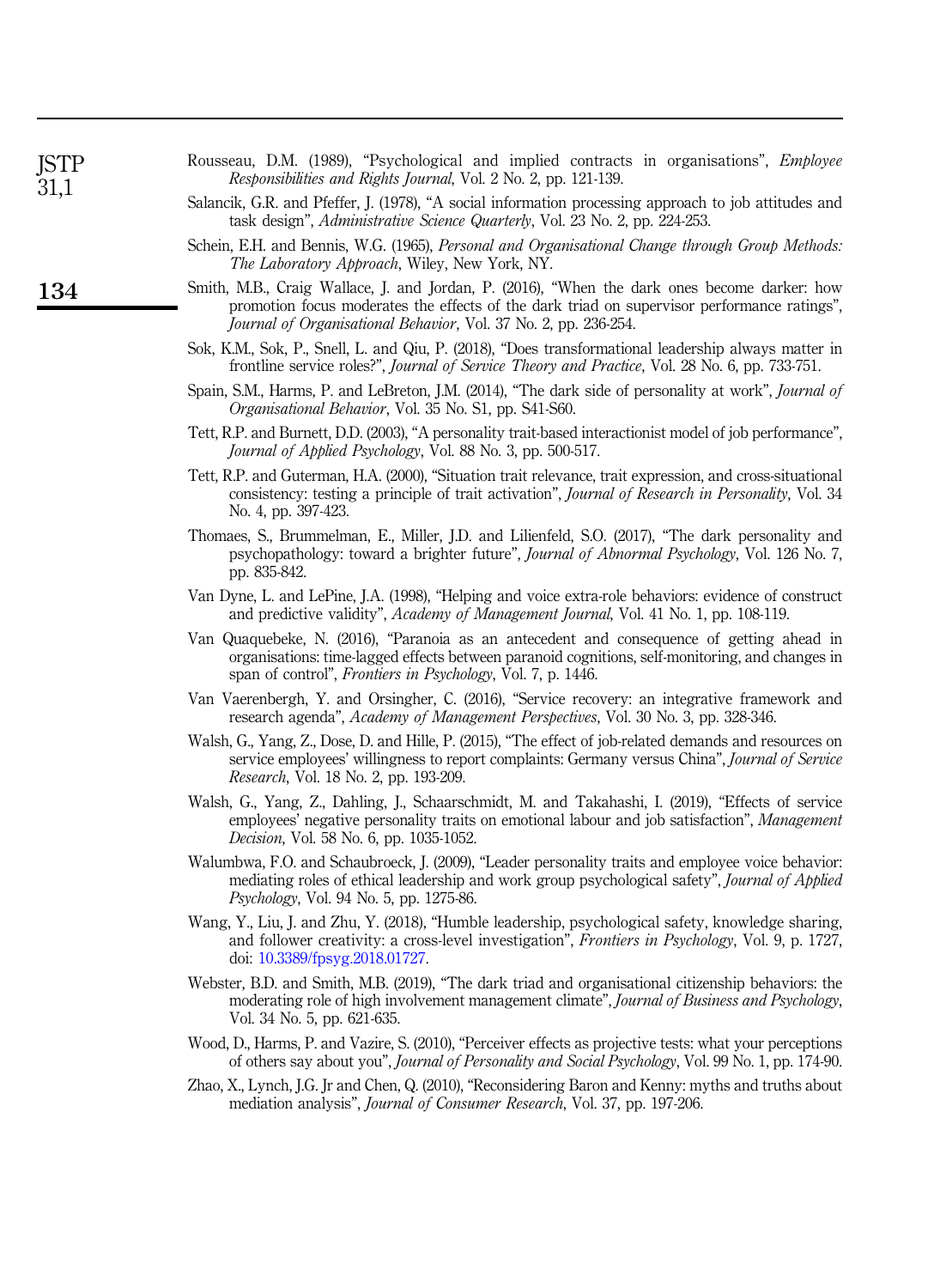Rousseau, D.M. (1989), "Psychological and implied contracts in organisations", *Employee Responsibilities and Rights Journal*, Vol. 2 No. 2, pp. 121-139.

Salancik, G.R. and Pfeffer, J. (1978), "A social information processing approach to job attitudes and task design", *Administrative Science Quarterly*, Vol. 23 No. 2, pp. 224-253.

Schein, E.H. and Bennis, W.G. (1965), *Personal and Organisational Change through Group Methods: The Laboratory Approach*, Wiley, New York, NY.

Smith, M.B., Craig Wallace, J. and Jordan, P. (2016), "When the dark ones become darker: how promotion focus moderates the effects of the dark triad on supervisor performance ratings", *Journal of Organisational Behavior*, Vol. 37 No. 2, pp. 236-254.

Sok, K.M., Sok, P., Snell, L. and Qiu, P. (2018), "Does transformational leadership always matter in frontline service roles?", *Journal of Service Theory and Practice*, Vol. 28 No. 6, pp. 733-751.

Spain, S.M., Harms, P. and LeBreton, J.M. (2014), "The dark side of personality at work", *Journal of Organisational Behavior*, Vol. 35 No. S1, pp. S41-S60.

Tett, R.P. and Burnett, D.D. (2003), "A personality trait-based interactionist model of job performance", *Journal of Applied Psychology*, Vol. 88 No. 3, pp. 500-517.

Tett, R.P. and Guterman, H.A. (2000), "Situation trait relevance, trait expression, and cross-situational consistency: testing a principle of trait activation", *Journal of Research in Personality*, Vol. 34 No. 4, pp. 397-423.

Thomaes, S., Brummelman, E., Miller, J.D. and Lilienfeld, S.O. (2017), "The dark personality and psychopathology: toward a brighter future", *Journal of Abnormal Psychology*, Vol. 126 No. 7, pp. 835-842.

Van Dyne, L. and LePine, J.A. (1998), "Helping and voice extra-role behaviors: evidence of construct and predictive validity", *Academy of Management Journal*, Vol. 41 No. 1, pp. 108-119.

Van Quaquebeke, N. (2016), "Paranoia as an antecedent and consequence of getting ahead in organisations: time-lagged effects between paranoid cognitions, self-monitoring, and changes in span of control", *Frontiers in Psychology*, Vol. 7, p. 1446.

Van Vaerenbergh, Y. and Orsingher, C. (2016), "Service recovery: an integrative framework and research agenda", *Academy of Management Perspectives*, Vol. 30 No. 3, pp. 328-346.

Walsh, G., Yang, Z., Dose, D. and Hille, P. (2015), "The effect of job-related demands and resources on service employees' willingness to report complaints: Germany versus China", *Journal of Service Research*, Vol. 18 No. 2, pp. 193-209.

Walsh, G., Yang, Z., Dahling, J., Schaarschmidt, M. and Takahashi, I. (2019), "Effects of service employees' negative personality traits on emotional labour and job satisfaction", *Management Decision*, Vol. 58 No. 6, pp. 1035-1052.

Walumbwa, F.O. and Schaubroeck, J. (2009), "Leader personality traits and employee voice behavior: mediating roles of ethical leadership and work group psychological safety", *Journal of Applied Psychology*, Vol. 94 No. 5, pp. 1275-86.

Wang, Y., Liu, J. and Zhu, Y. (2018), "Humble leadership, psychological safety, knowledge sharing, and follower creativity: a cross-level investigation", *Frontiers in Psychology*, Vol. 9, p. 1727, doi: 10.3389/fpsyg.2018.01727.

Webster, B.D. and Smith, M.B. (2019), "The dark triad and organisational citizenship behaviors: the moderating role of high involvement management climate", *Journal of Business and Psychology*, Vol. 34 No. 5, pp. 621-635.

Wood, D., Harms, P. and Vazire, S. (2010), "Perceiver effects as projective tests: what your perceptions of others say about you", *Journal of Personality and Social Psychology*, Vol. 99 No. 1, pp. 174-90.

Zhao, X., Lynch, J.G. Jr and Chen, Q. (2010), "Reconsidering Baron and Kenny: myths and truths about mediation analysis", *Journal of Consumer Research*, Vol. 37, pp. 197-206.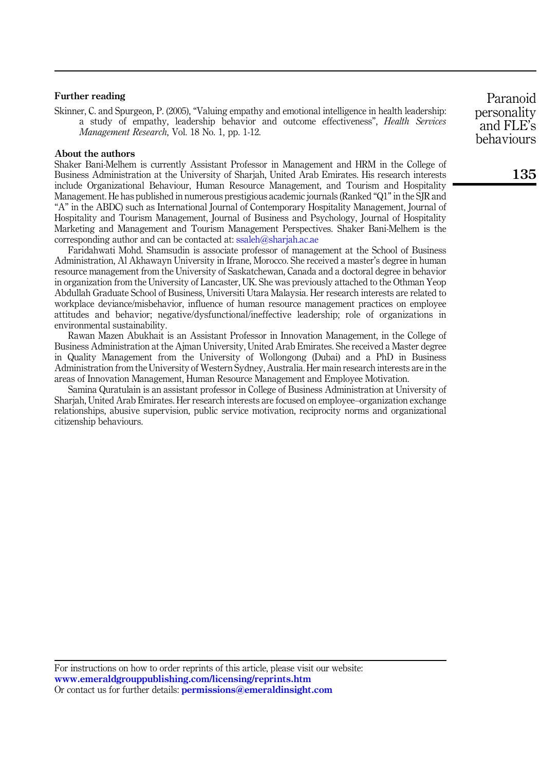## Further reading

Skinner, C. and Spurgeon, P. (2005), "Valuing empathy and emotional intelligence in health leadership: a study of empathy, leadership behavior and outcome effectiveness", *Health Services Management Research*, Vol. 18 No. 1, pp. 1-12.

## About the authors

Shaker Bani-Melhem is currently Assistant Professor in Management and HRM in the College of Business Administration at the University of Sharjah, United Arab Emirates. His research interests include Organizational Behaviour, Human Resource Management, and Tourism and Hospitality Management. He has published in numerous prestigious academic journals (Ranked "Q1" in the SJR and "A" in the ABDC) such as International Journal of Contemporary Hospitality Management, Journal of Hospitality and Tourism Management, Journal of Business and Psychology, Journal of Hospitality Marketing and Management and Tourism Management Perspectives. Shaker Bani-Melhem is the corresponding author and can be contacted at: ssaleh@sharjah.ac.ae

Faridahwati Mohd. Shamsudin is associate professor of management at the School of Business Administration, Al Akhawayn University in Ifrane, Morocco. She received a master's degree in human resource management from the University of Saskatchewan, Canada and a doctoral degree in behavior in organization from the University of Lancaster, UK. She was previously attached to the Othman Yeop Abdullah Graduate School of Business, Universiti Utara Malaysia. Her research interests are related to workplace deviance/misbehavior, influence of human resource management practices on employee attitudes and behavior; negative/dysfunctional/ineffective leadership; role of organizations in environmental sustainability.

Rawan Mazen Abukhait is an Assistant Professor in Innovation Management, in the College of Business Administration at the Ajman University, United Arab Emirates. She received a Master degree in Quality Management from the University of Wollongong (Dubai) and a PhD in Business Administration from the University of Western Sydney, Australia. Her main research interests are in the areas of Innovation Management, Human Resource Management and Employee Motivation.

Samina Quratulain is an assistant professor in College of Business Administration at University of Sharjah, United Arab Emirates. Her research interests are focused on employee–organization exchange relationships, abusive supervision, public service motivation, reciprocity norms and organizational citizenship behaviours.

For instructions on how to order reprints of this article, please visit our website:
**www.emeraldgrouppublishing.com/licensing/reprints.htm**
Or contact us for further details: **permissions@emeraldinsight.com**